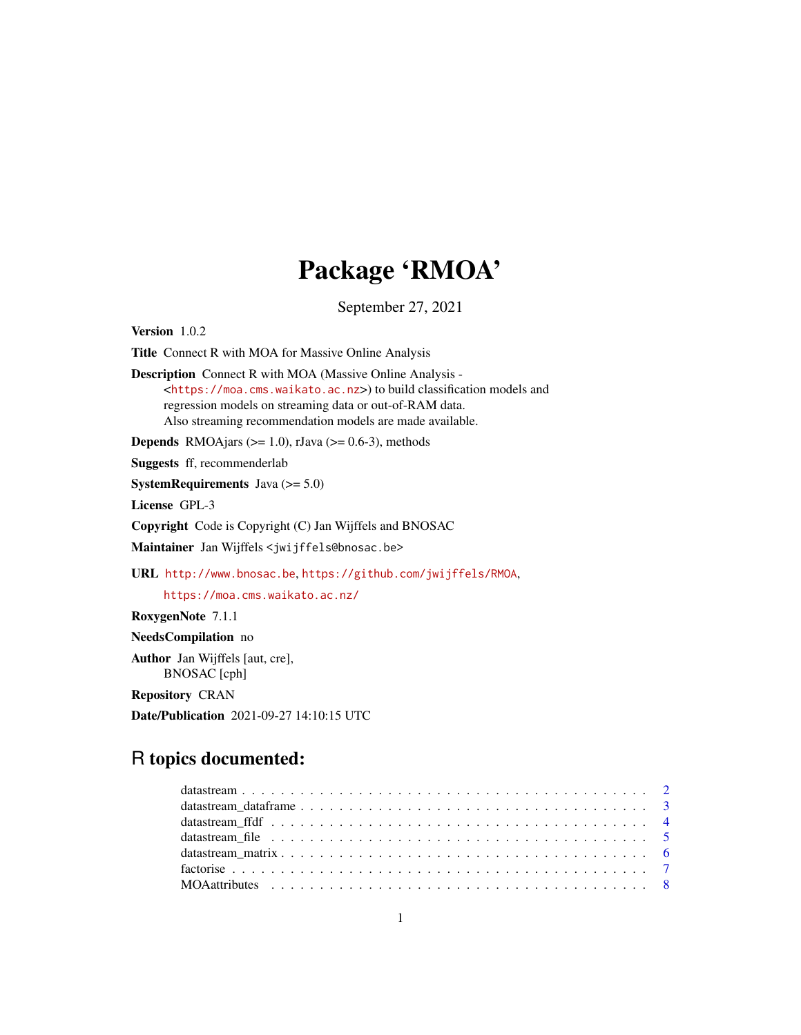# Package 'RMOA'

September 27, 2021

**Version** 1.0.2

**Title** Connect R with MOA for Massive Online Analysis

**Description** Connect R with MOA (Massive Online Analysis - <https://moa.cms.waikato.ac.nz>) to build classification models and regression models on streaming data or out-of-RAM data. Also streaming recommendation models are made available.

**Depends** RMOAjars (>= 1.0), rJava (>= 0.6-3), methods

**Suggests** ff, recommenderlab

**SystemRequirements** Java (>= 5.0)

**License** GPL-3

**Copyright** Code is Copyright (C) Jan Wijffels and BNOSAC

**Maintainer** Jan Wijffels <jwijffels@bnosac.be>

**URL** http://www.bnosac.be, https://github.com/jwijffels/RMOA, https://moa.cms.waikato.ac.nz/

**RoxygenNote** 7.1.1

**NeedsCompilation** no

**Author** Jan Wijffels [aut, cre], BNOSAC [cph]

**Repository** CRAN

**Date/Publication** 2021-09-27 14:10:15 UTC

## R topics documented:

- datastream . . . . . . . . . . . . . . . . . . . . . . . . . . . . . . . . . . . . . . . . . . 2
- datastream_dataframe . . . . . . . . . . . . . . . . . . . . . . . . . . . . . . . . . . . . 3
- datastream_ffdf . . . . . . . . . . . . . . . . . . . . . . . . . . . . . . . . . . . . . . . 4
- datastream_file . . . . . . . . . . . . . . . . . . . . . . . . . . . . . . . . . . . . . . . 5
- datastream_matrix . . . . . . . . . . . . . . . . . . . . . . . . . . . . . . . . . . . . . . 6
- factorise . . . . . . . . . . . . . . . . . . . . . . . . . . . . . . . . . . . . . . . . . . . 7
- MOAattributes . . . . . . . . . . . . . . . . . . . . . . . . . . . . . . . . . . . . . . . . 8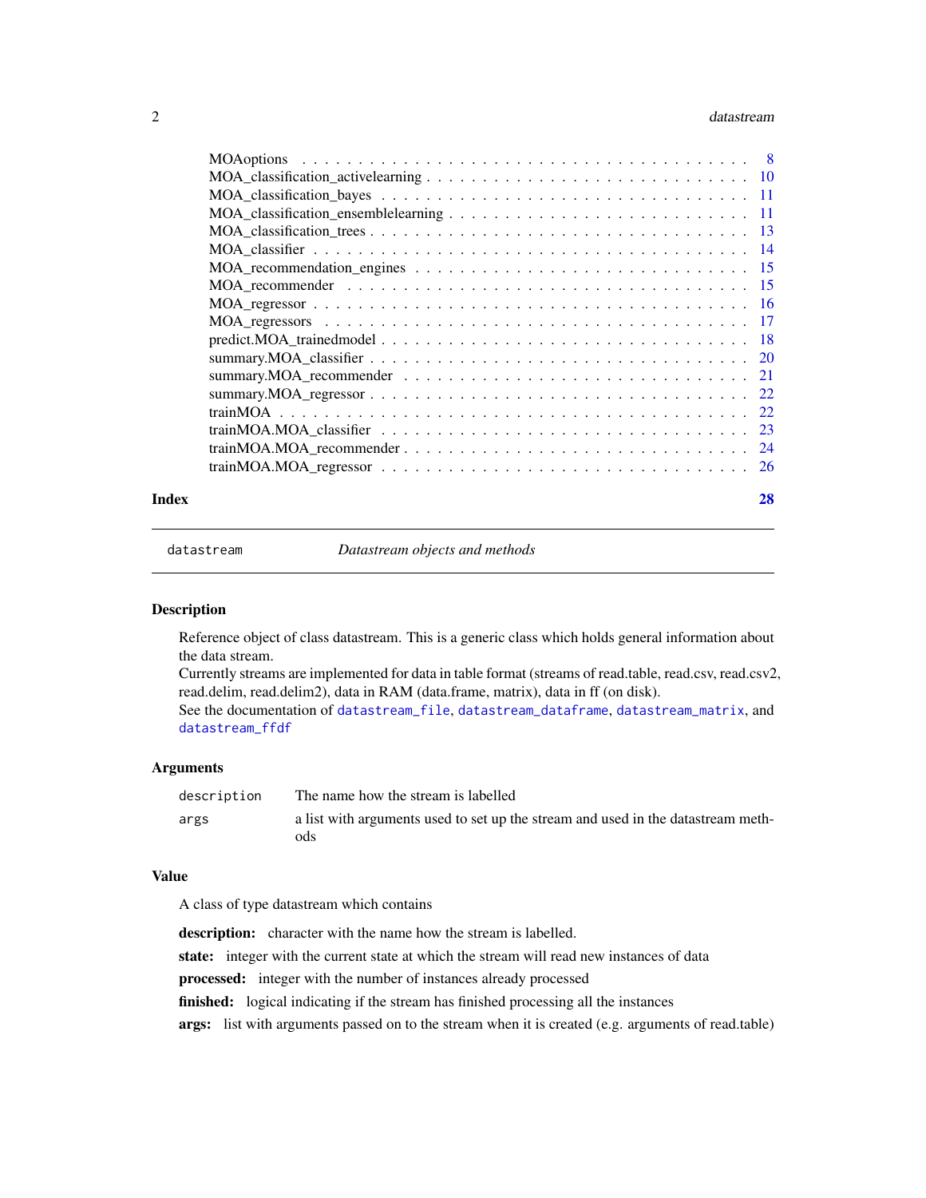| | |
|---|---|
| MOAoptions | 8 |
| MOA_classification_activelearning | 10 |
| MOA_classification_bayes | 11 |
| MOA_classification_ensemblelearning | 11 |
| MOA_classification_trees | 13 |
| MOA_classifier | 14 |
| MOA_recommendation_engines | 15 |
| MOA_recommender | 15 |
| MOA_regressor | 16 |
| MOA_regressors | 17 |
| predict.MOA_trainedmodel | 18 |
| summary.MOA_classifier | 20 |
| summary.MOA_recommender | 21 |
| summary.MOA_regressor | 22 |
| trainMOA | 22 |
| trainMOA.MOA_classifier | 23 |
| trainMOA.MOA_recommender | 24 |
| trainMOA.MOA_regressor | 26 |

**Index** **28**

---

`datastream` *Datastream objects and methods*

---

## Description

Reference object of class datastream. This is a generic class which holds general information about the data stream.
Currently streams are implemented for data in table format (streams of read.table, read.csv, read.csv2, read.delim, read.delim2), data in RAM (data.frame, matrix), data in ff (on disk).
See the documentation of `datastream_file`, `datastream_dataframe`, `datastream_matrix`, and `datastream_ffdf`

## Arguments

| | |
|---|---|
| `description` | The name how the stream is labelled |
| `args` | a list with arguments used to set up the stream and used in the datastream methods |

## Value

A class of type datastream which contains

**description:** character with the name how the stream is labelled.

**state:** integer with the current state at which the stream will read new instances of data

**processed:** integer with the number of instances already processed

**finished:** logical indicating if the stream has finished processing all the instances

**args:** list with arguments passed on to the stream when it is created (e.g. arguments of read.table)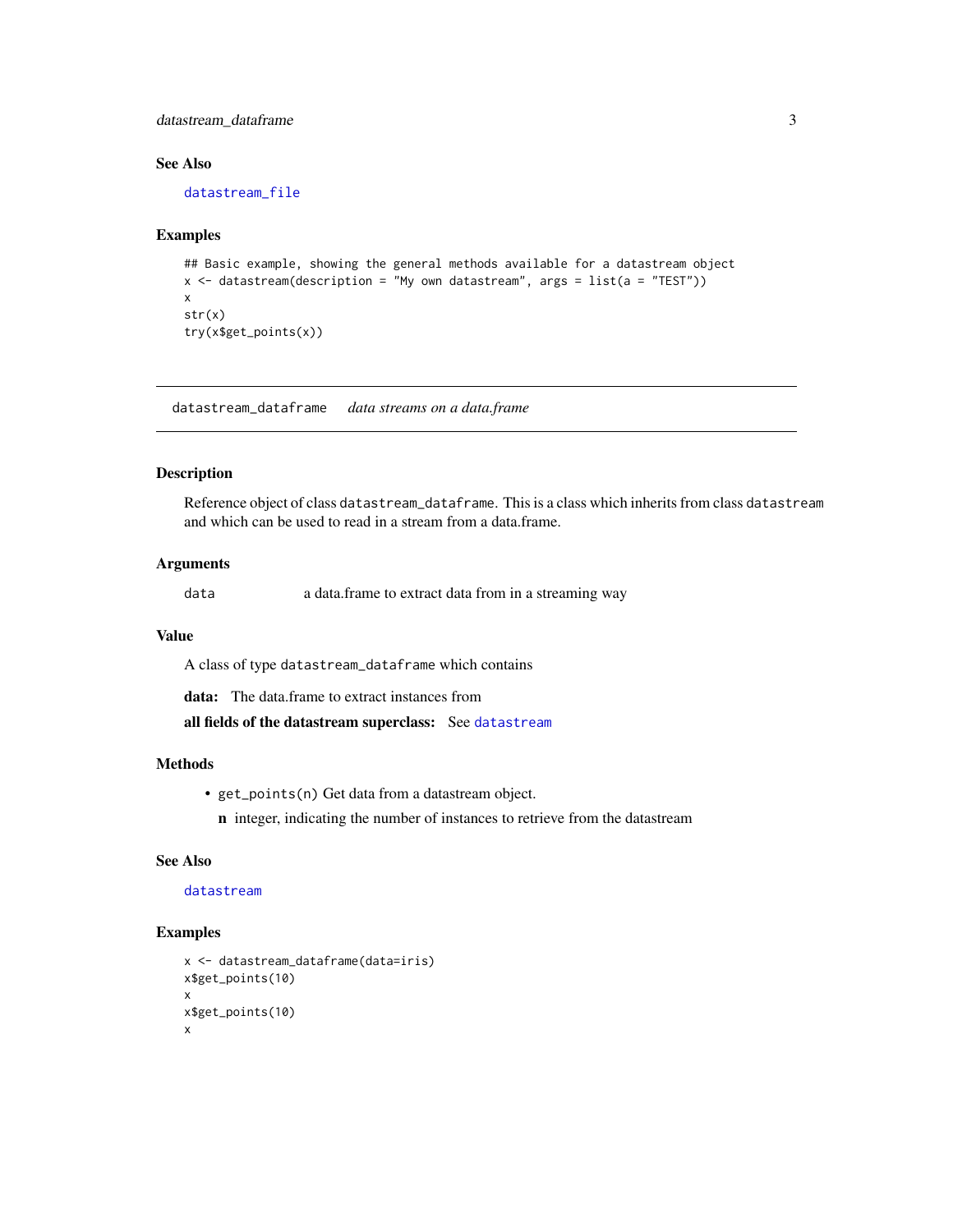## See Also

datastream_file

## Examples

```
## Basic example, showing the general methods available for a datastream object
x <- datastream(description = "My own datastream", args = list(a = "TEST"))
x
str(x)
try(x$get_points(x))
```

---

# datastream_dataframe *data streams on a data.frame*

## Description

Reference object of class datastream_dataframe. This is a class which inherits from class datastream and which can be used to read in a stream from a data.frame.

## Arguments

| | |
|---|---|
| data | a data.frame to extract data from in a streaming way |

## Value

A class of type datastream_dataframe which contains

**data:** The data.frame to extract instances from

**all fields of the datastream superclass:** See datastream

## Methods

- get_points(n) Get data from a datastream object.

  **n** integer, indicating the number of instances to retrieve from the datastream

## See Also

datastream

## Examples

```
x <- datastream_dataframe(data=iris)
x$get_points(10)
x
x$get_points(10)
x
```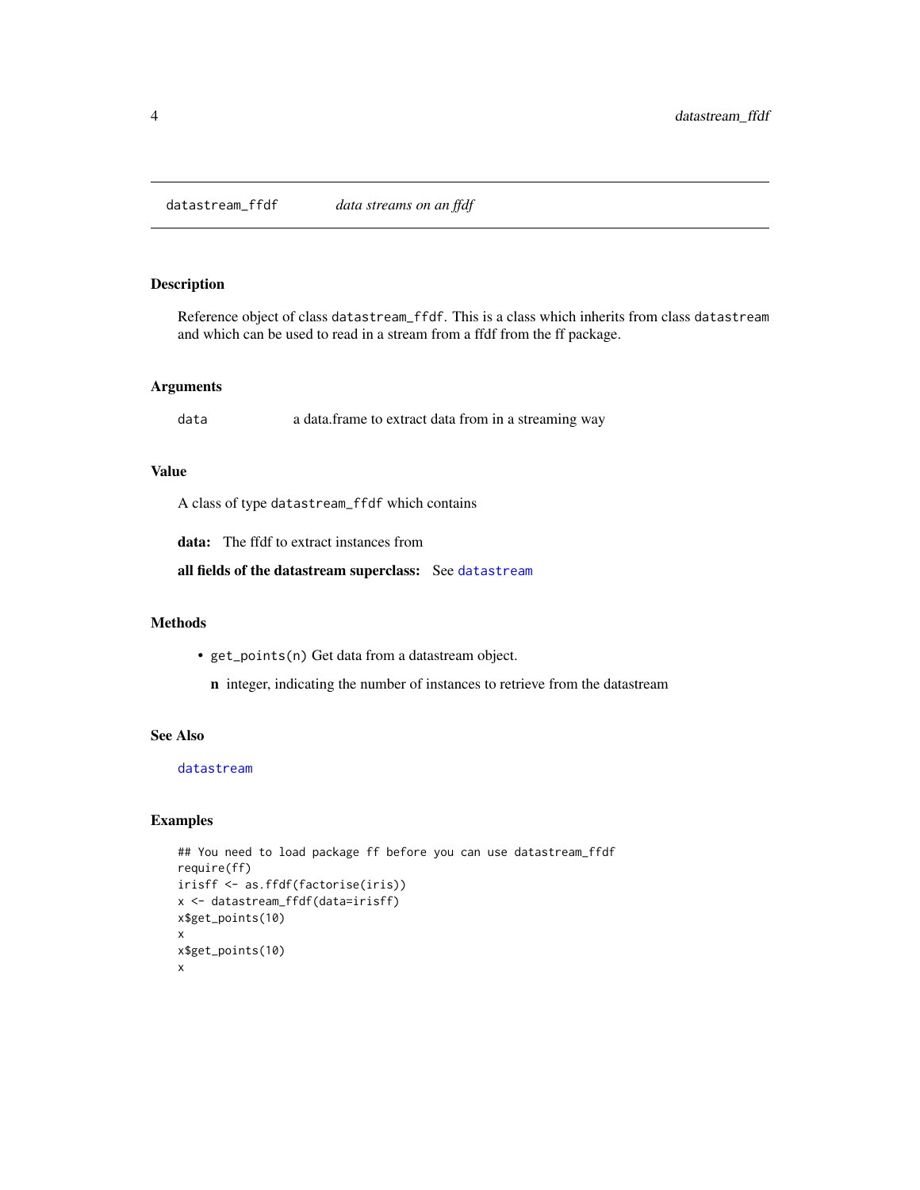# datastream_ffdf — *data streams on an ffdf*

## Description

Reference object of class `datastream_ffdf`. This is a class which inherits from class `datastream` and which can be used to read in a stream from a ffdf from the ff package.

## Arguments

| | |
|---|---|
| `data` | a data.frame to extract data from in a streaming way |

## Value

A class of type `datastream_ffdf` which contains

**data:** The ffdf to extract instances from

**all fields of the datastream superclass:** See `datastream`

## Methods

- `get_points(n)` Get data from a datastream object.

  **n** integer, indicating the number of instances to retrieve from the datastream

## See Also

`datastream`

## Examples

```
## You need to load package ff before you can use datastream_ffdf
require(ff)
irisff <- as.ffdf(factorise(iris))
x <- datastream_ffdf(data=irisff)
x$get_points(10)
x
x$get_points(10)
x
```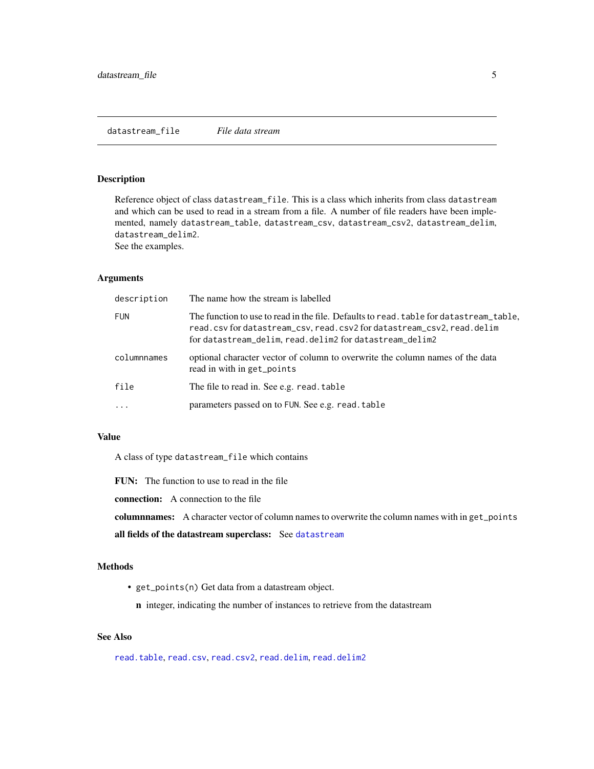# datastream_file    *File data stream*

## Description

Reference object of class datastream_file. This is a class which inherits from class datastream and which can be used to read in a stream from a file. A number of file readers have been implemented, namely datastream_table, datastream_csv, datastream_csv2, datastream_delim, datastream_delim2.
See the examples.

## Arguments

| | |
|---|---|
| description | The name how the stream is labelled |
| FUN | The function to use to read in the file. Defaults to read.table for datastream_table, read.csv for datastream_csv, read.csv2 for datastream_csv2, read.delim for datastream_delim, read.delim2 for datastream_delim2 |
| columnnames | optional character vector of column to overwrite the column names of the data read in with in get_points |
| file | The file to read in. See e.g. read.table |
| ... | parameters passed on to FUN. See e.g. read.table |

## Value

A class of type datastream_file which contains

**FUN:** The function to use to read in the file

**connection:** A connection to the file

**columnnames:** A character vector of column names to overwrite the column names with in get_points

**all fields of the datastream superclass:** See datastream

## Methods

- get_points(n) Get data from a datastream object.

  **n** integer, indicating the number of instances to retrieve from the datastream

## See Also

read.table, read.csv, read.csv2, read.delim, read.delim2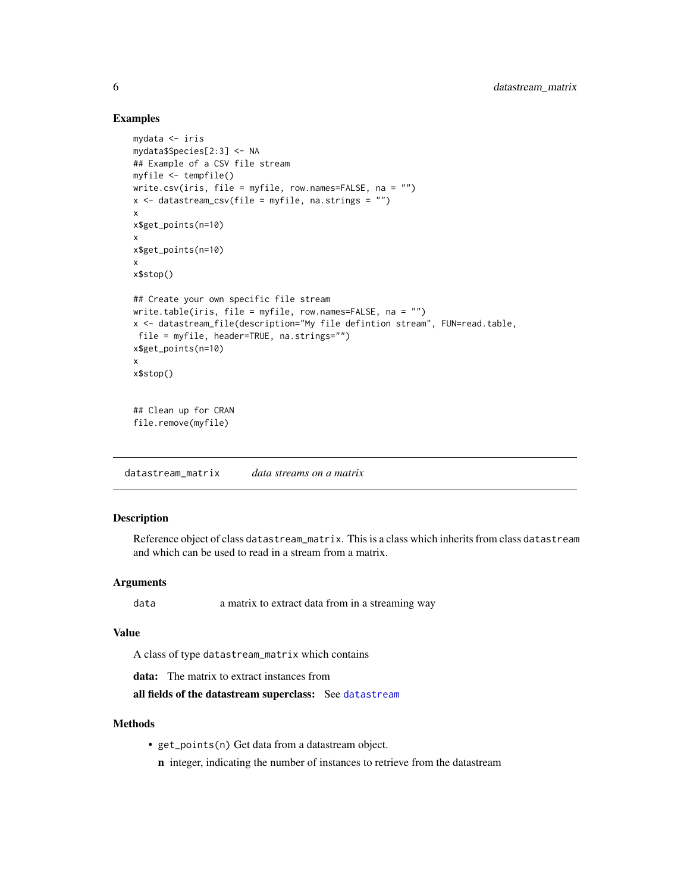## Examples

```
mydata <- iris
mydata$Species[2:3] <- NA
## Example of a CSV file stream
myfile <- tempfile()
write.csv(iris, file = myfile, row.names=FALSE, na = "")
x <- datastream_csv(file = myfile, na.strings = "")
x
x$get_points(n=10)
x
x$get_points(n=10)
x
x$stop()

## Create your own specific file stream
write.table(iris, file = myfile, row.names=FALSE, na = "")
x <- datastream_file(description="My file defintion stream", FUN=read.table,
 file = myfile, header=TRUE, na.strings="")
x$get_points(n=10)
x
x$stop()


## Clean up for CRAN
file.remove(myfile)
```

---

# datastream_matrix *data streams on a matrix*

---

## Description

Reference object of class `datastream_matrix`. This is a class which inherits from class `datastream` and which can be used to read in a stream from a matrix.

## Arguments

| | |
|---|---|
| `data` | a matrix to extract data from in a streaming way |

## Value

A class of type `datastream_matrix` which contains

**data:** The matrix to extract instances from

**all fields of the datastream superclass:** See `datastream`

## Methods

- `get_points(n)` Get data from a datastream object.

  **n** integer, indicating the number of instances to retrieve from the datastream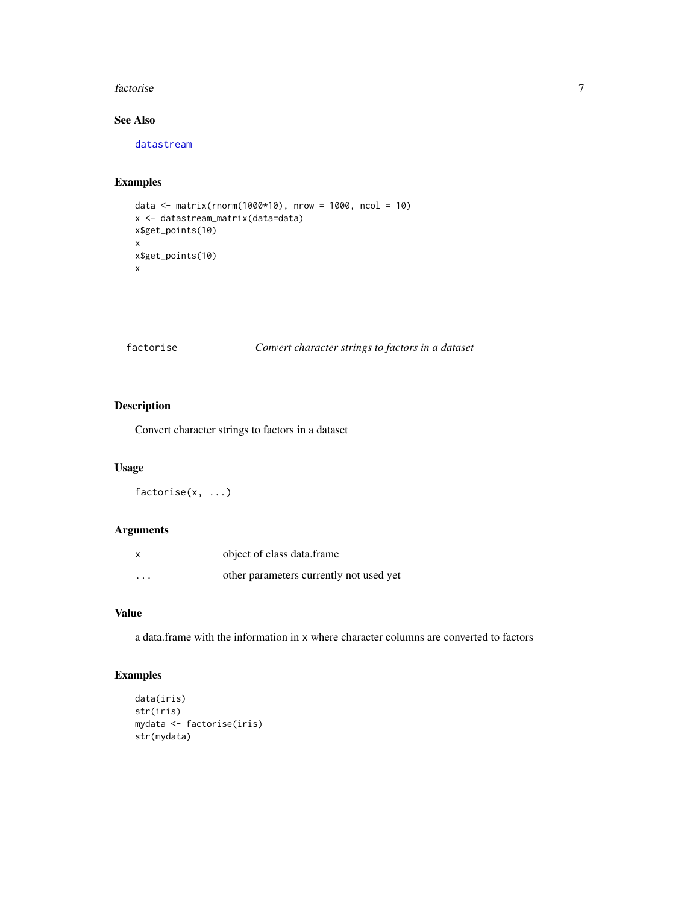## See Also

datastream

## Examples

```
data <- matrix(rnorm(1000*10), nrow = 1000, ncol = 10)
x <- datastream_matrix(data=data)
x$get_points(10)
x
x$get_points(10)
x
```

---

## factorise — *Convert character strings to factors in a dataset*

### Description

Convert character strings to factors in a dataset

### Usage

```
factorise(x, ...)
```

### Arguments

| | |
|---|---|
| x | object of class data.frame |
| ... | other parameters currently not used yet |

### Value

a data.frame with the information in x where character columns are converted to factors

### Examples

```
data(iris)
str(iris)
mydata <- factorise(iris)
str(mydata)
```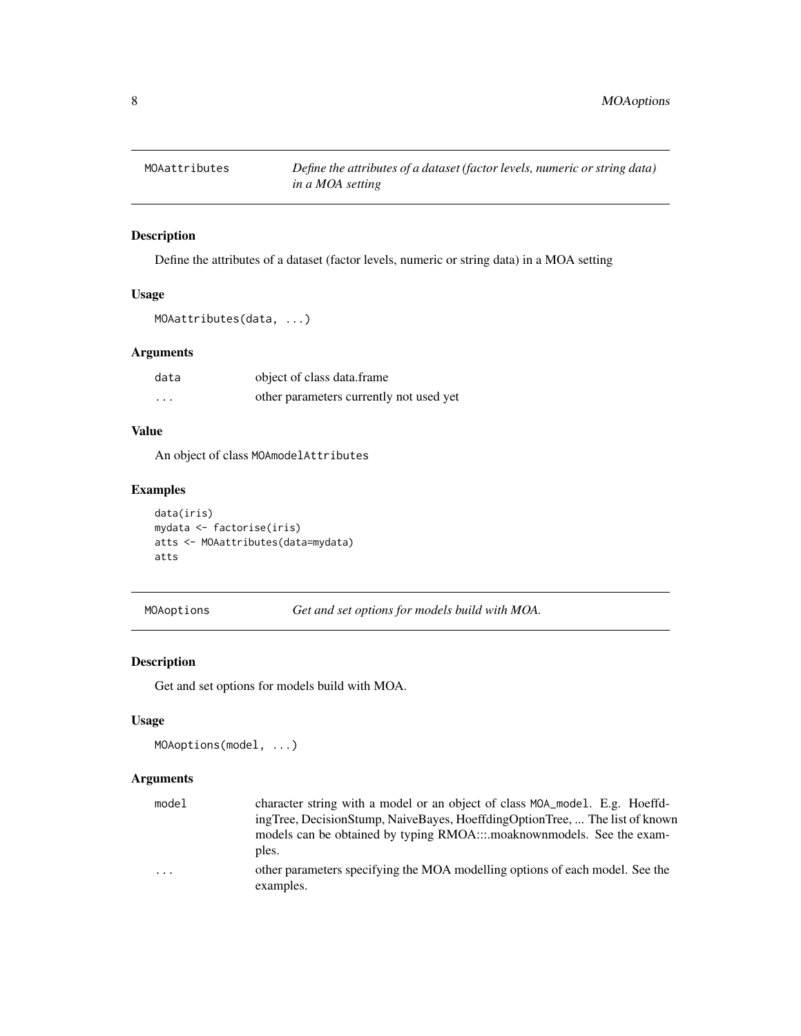## MOAattributes — *Define the attributes of a dataset (factor levels, numeric or string data) in a MOA setting*

### Description

Define the attributes of a dataset (factor levels, numeric or string data) in a MOA setting

### Usage

```
MOAattributes(data, ...)
```

### Arguments

| | |
|---|---|
| data | object of class data.frame |
| ... | other parameters currently not used yet |

### Value

An object of class MOAmodelAttributes

### Examples

```
data(iris)
mydata <- factorise(iris)
atts <- MOAattributes(data=mydata)
atts
```

## MOAoptions — *Get and set options for models build with MOA.*

### Description

Get and set options for models build with MOA.

### Usage

```
MOAoptions(model, ...)
```

### Arguments

| | |
|---|---|
| model | character string with a model or an object of class MOA_model. E.g. HoeffdingTree, DecisionStump, NaiveBayes, HoeffdingOptionTree, ... The list of known models can be obtained by typing RMOA:::.moaknownmodels. See the examples. |
| ... | other parameters specifying the MOA modelling options of each model. See the examples. |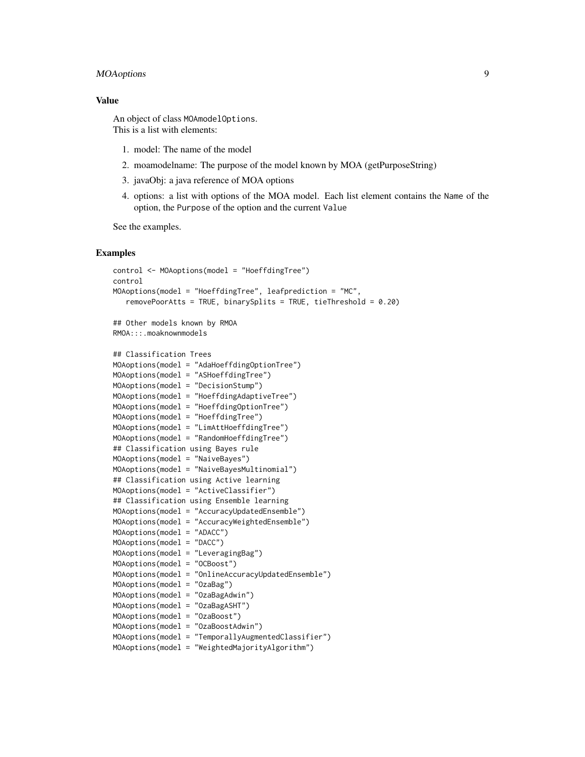### Value

An object of class `MOAmodelOptions`.
This is a list with elements:

1. model: The name of the model
2. moamodelname: The purpose of the model known by MOA (getPurposeString)
3. javaObj: a java reference of MOA options
4. options: a list with options of the MOA model. Each list element contains the `Name` of the option, the `Purpose` of the option and the current `Value`

See the examples.

### Examples

```
control <- MOAoptions(model = "HoeffdingTree")
control
MOAoptions(model = "HoeffdingTree", leafprediction = "MC",
   removePoorAtts = TRUE, binarySplits = TRUE, tieThreshold = 0.20)

## Other models known by RMOA
RMOA:::.moaknownmodels

## Classification Trees
MOAoptions(model = "AdaHoeffdingOptionTree")
MOAoptions(model = "ASHoeffdingTree")
MOAoptions(model = "DecisionStump")
MOAoptions(model = "HoeffdingAdaptiveTree")
MOAoptions(model = "HoeffdingOptionTree")
MOAoptions(model = "HoeffdingTree")
MOAoptions(model = "LimAttHoeffdingTree")
MOAoptions(model = "RandomHoeffdingTree")
## Classification using Bayes rule
MOAoptions(model = "NaiveBayes")
MOAoptions(model = "NaiveBayesMultinomial")
## Classification using Active learning
MOAoptions(model = "ActiveClassifier")
## Classification using Ensemble learning
MOAoptions(model = "AccuracyUpdatedEnsemble")
MOAoptions(model = "AccuracyWeightedEnsemble")
MOAoptions(model = "ADACC")
MOAoptions(model = "DACC")
MOAoptions(model = "LeveragingBag")
MOAoptions(model = "OCBoost")
MOAoptions(model = "OnlineAccuracyUpdatedEnsemble")
MOAoptions(model = "OzaBag")
MOAoptions(model = "OzaBagAdwin")
MOAoptions(model = "OzaBagASHT")
MOAoptions(model = "OzaBoost")
MOAoptions(model = "OzaBoostAdwin")
MOAoptions(model = "TemporallyAugmentedClassifier")
MOAoptions(model = "WeightedMajorityAlgorithm")
```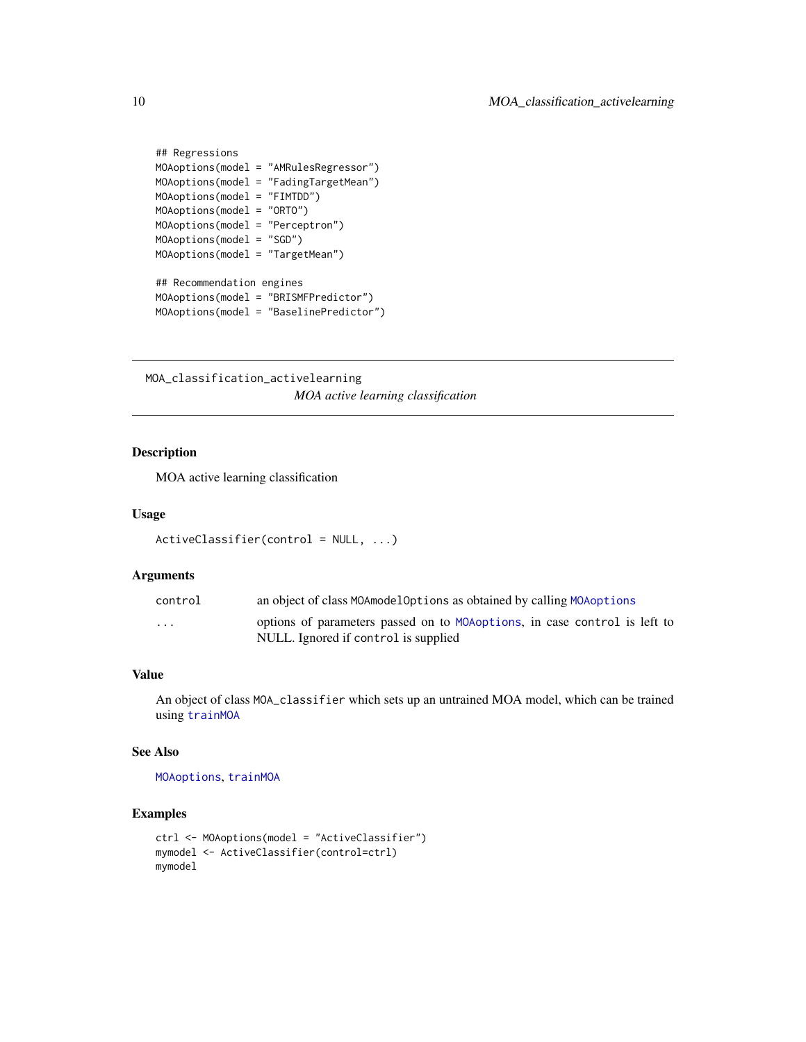```
## Regressions
MOAoptions(model = "AMRulesRegressor")
MOAoptions(model = "FadingTargetMean")
MOAoptions(model = "FIMTDD")
MOAoptions(model = "ORTO")
MOAoptions(model = "Perceptron")
MOAoptions(model = "SGD")
MOAoptions(model = "TargetMean")

## Recommendation engines
MOAoptions(model = "BRISMFPredictor")
MOAoptions(model = "BaselinePredictor")
```

---

`MOA_classification_activelearning`
*MOA active learning classification*

---

### Description

MOA active learning classification

### Usage

```
ActiveClassifier(control = NULL, ...)
```

### Arguments

| | |
|---|---|
| `control` | an object of class `MOAmodelOptions` as obtained by calling `MOAoptions` |
| `...` | options of parameters passed on to `MOAoptions`, in case `control` is left to NULL. Ignored if `control` is supplied |

### Value

An object of class `MOA_classifier` which sets up an untrained MOA model, which can be trained using `trainMOA`

### See Also

`MOAoptions`, `trainMOA`

### Examples

```
ctrl <- MOAoptions(model = "ActiveClassifier")
mymodel <- ActiveClassifier(control=ctrl)
mymodel
```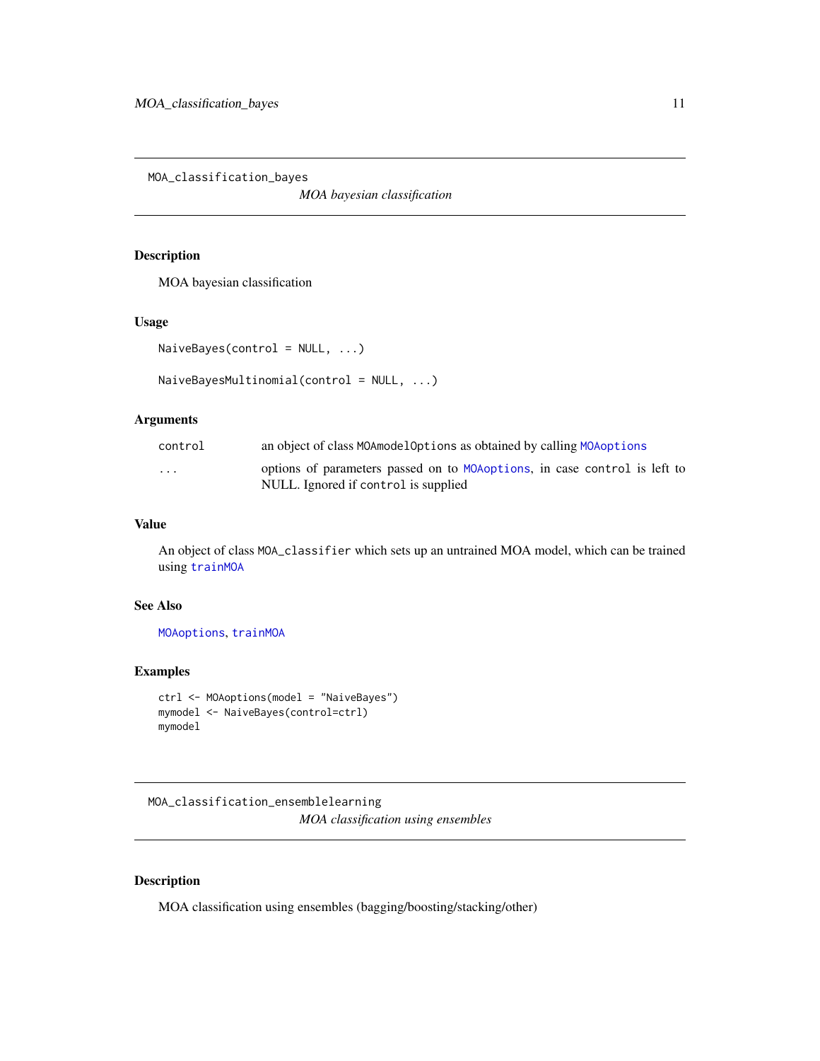## MOA_classification_bayes

*MOA bayesian classification*

### Description

MOA bayesian classification

### Usage

```
NaiveBayes(control = NULL, ...)

NaiveBayesMultinomial(control = NULL, ...)
```

### Arguments

| | |
|---|---|
| `control` | an object of class `MOAmodelOptions` as obtained by calling `MOAoptions` |
| `...` | options of parameters passed on to `MOAoptions`, in case `control` is left to NULL. Ignored if `control` is supplied |

### Value

An object of class `MOA_classifier` which sets up an untrained MOA model, which can be trained using `trainMOA`

### See Also

`MOAoptions`, `trainMOA`

### Examples

```
ctrl <- MOAoptions(model = "NaiveBayes")
mymodel <- NaiveBayes(control=ctrl)
mymodel
```

## MOA_classification_ensemblelearning

*MOA classification using ensembles*

### Description

MOA classification using ensembles (bagging/boosting/stacking/other)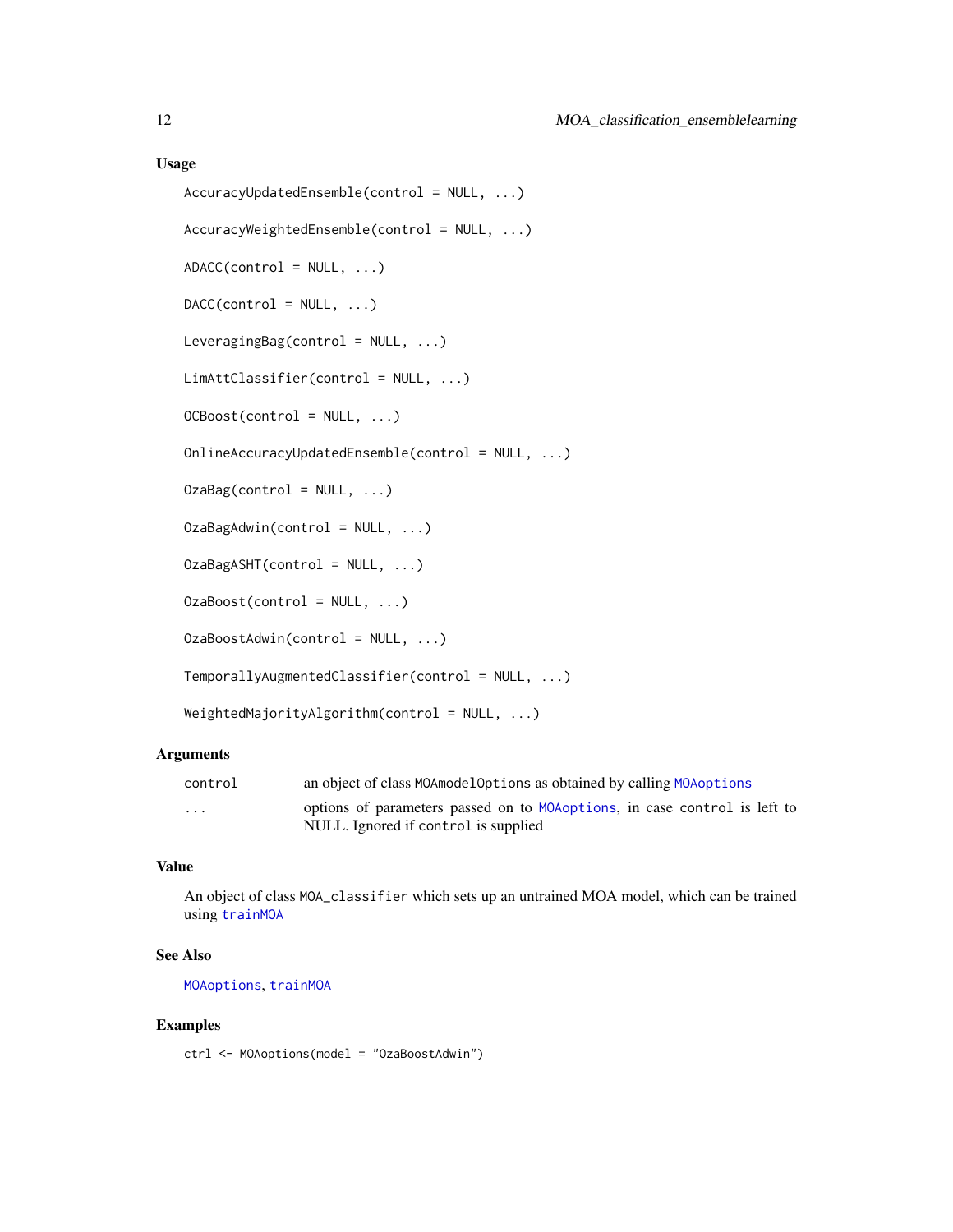### Usage

```
AccuracyUpdatedEnsemble(control = NULL, ...)

AccuracyWeightedEnsemble(control = NULL, ...)

ADACC(control = NULL, ...)

DACC(control = NULL, ...)

LeveragingBag(control = NULL, ...)

LimAttClassifier(control = NULL, ...)

OCBoost(control = NULL, ...)

OnlineAccuracyUpdatedEnsemble(control = NULL, ...)

OzaBag(control = NULL, ...)

OzaBagAdwin(control = NULL, ...)

OzaBagASHT(control = NULL, ...)

OzaBoost(control = NULL, ...)

OzaBoostAdwin(control = NULL, ...)

TemporallyAugmentedClassifier(control = NULL, ...)

WeightedMajorityAlgorithm(control = NULL, ...)
```

### Arguments

| | |
|---|---|
| control | an object of class MOAmodelOptions as obtained by calling MOAoptions |
| ... | options of parameters passed on to MOAoptions, in case control is left to NULL. Ignored if control is supplied |

### Value

An object of class MOA_classifier which sets up an untrained MOA model, which can be trained using trainMOA

### See Also

MOAoptions, trainMOA

### Examples

```
ctrl <- MOAoptions(model = "OzaBoostAdwin")
```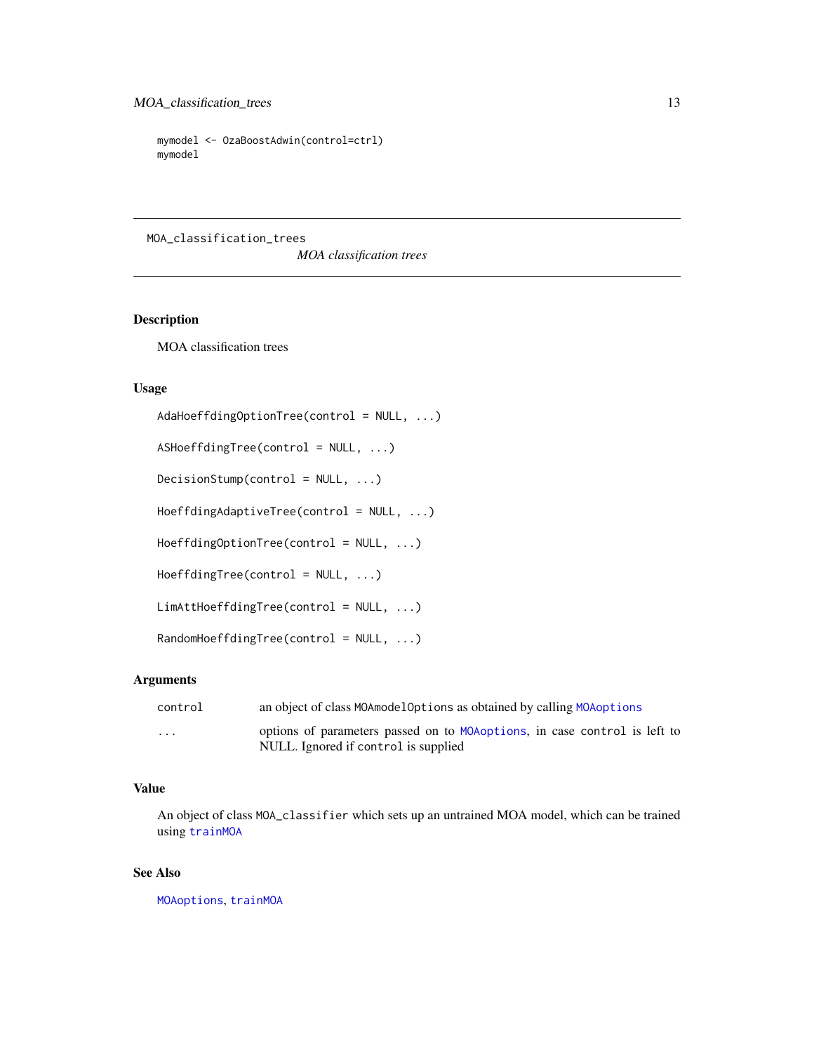```
mymodel <- OzaBoostAdwin(control=ctrl)
mymodel
```

# MOA_classification_trees *MOA classification trees*

## Description

MOA classification trees

## Usage

```
AdaHoeffdingOptionTree(control = NULL, ...)

ASHoeffdingTree(control = NULL, ...)

DecisionStump(control = NULL, ...)

HoeffdingAdaptiveTree(control = NULL, ...)

HoeffdingOptionTree(control = NULL, ...)

HoeffdingTree(control = NULL, ...)

LimAttHoeffdingTree(control = NULL, ...)

RandomHoeffdingTree(control = NULL, ...)
```

## Arguments

| | |
|---|---|
| control | an object of class MOAmodelOptions as obtained by calling MOAoptions |
| ... | options of parameters passed on to MOAoptions, in case control is left to NULL. Ignored if control is supplied |

## Value

An object of class MOA_classifier which sets up an untrained MOA model, which can be trained using trainMOA

## See Also

MOAoptions, trainMOA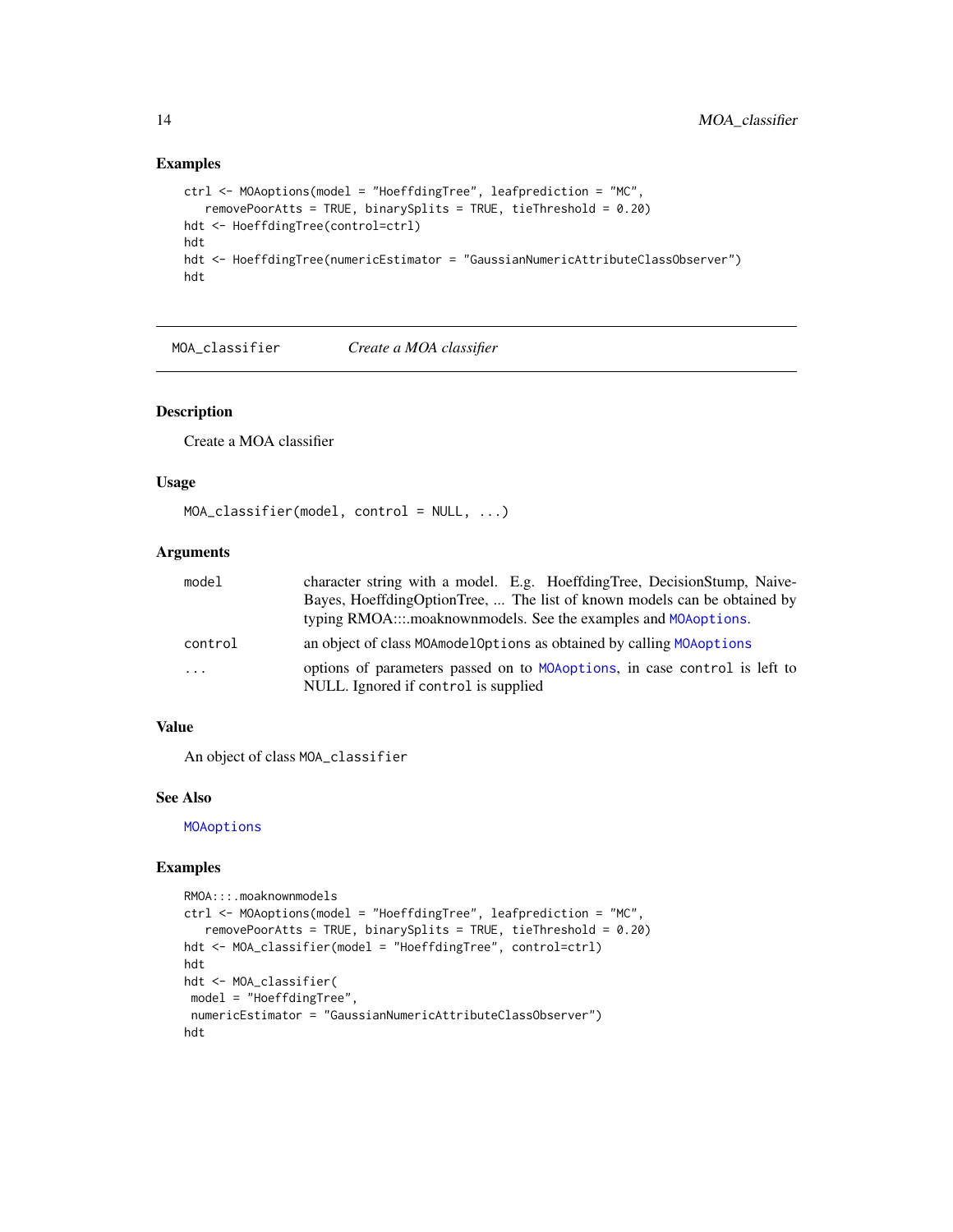## Examples

```
ctrl <- MOAoptions(model = "HoeffdingTree", leafprediction = "MC",
   removePoorAtts = TRUE, binarySplits = TRUE, tieThreshold = 0.20)
hdt <- HoeffdingTree(control=ctrl)
hdt
hdt <- HoeffdingTree(numericEstimator = "GaussianNumericAttributeClassObserver")
hdt
```

---

# MOA_classifier — *Create a MOA classifier*

## Description

Create a MOA classifier

## Usage

```
MOA_classifier(model, control = NULL, ...)
```

## Arguments

| | |
|---|---|
| model | character string with a model. E.g. HoeffdingTree, DecisionStump, NaiveBayes, HoeffdingOptionTree, ... The list of known models can be obtained by typing RMOA:::.moaknownmodels. See the examples and MOAoptions. |
| control | an object of class MOAmodelOptions as obtained by calling MOAoptions |
| ... | options of parameters passed on to MOAoptions, in case control is left to NULL. Ignored if control is supplied |

## Value

An object of class MOA_classifier

## See Also

MOAoptions

## Examples

```
RMOA:::.moaknownmodels
ctrl <- MOAoptions(model = "HoeffdingTree", leafprediction = "MC",
   removePoorAtts = TRUE, binarySplits = TRUE, tieThreshold = 0.20)
hdt <- MOA_classifier(model = "HoeffdingTree", control=ctrl)
hdt
hdt <- MOA_classifier(
 model = "HoeffdingTree",
 numericEstimator = "GaussianNumericAttributeClassObserver")
hdt
```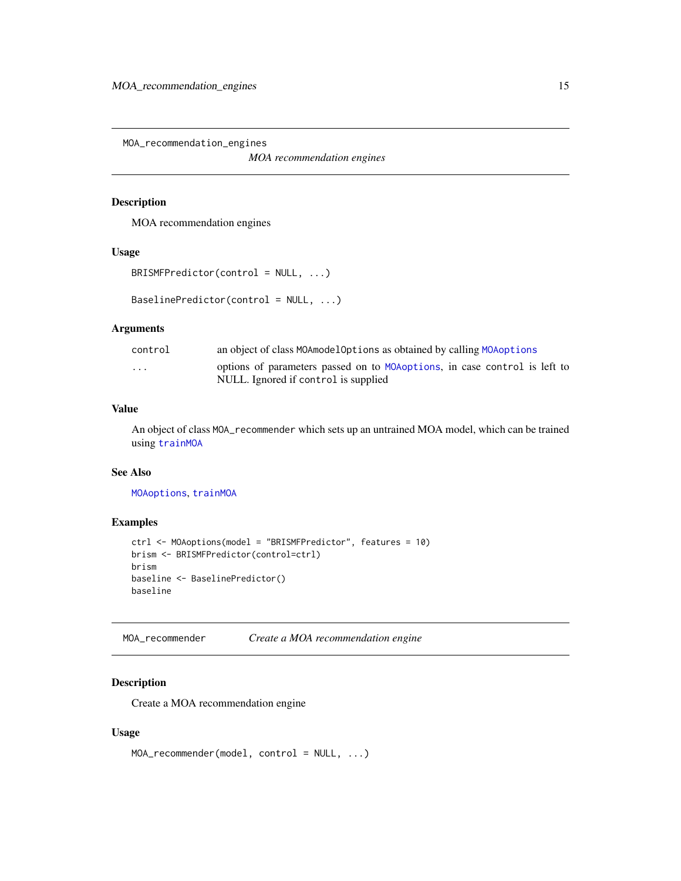## MOA_recommendation_engines

*MOA recommendation engines*

### Description

MOA recommendation engines

### Usage

```
BRISMFPredictor(control = NULL, ...)

BaselinePredictor(control = NULL, ...)
```

### Arguments

| | |
|---|---|
| control | an object of class MOAmodelOptions as obtained by calling MOAoptions |
| ... | options of parameters passed on to MOAoptions, in case control is left to NULL. Ignored if control is supplied |

### Value

An object of class MOA_recommender which sets up an untrained MOA model, which can be trained using trainMOA

### See Also

MOAoptions, trainMOA

### Examples

```
ctrl <- MOAoptions(model = "BRISMFPredictor", features = 10)
brism <- BRISMFPredictor(control=ctrl)
brism
baseline <- BaselinePredictor()
baseline
```

## MOA_recommender

*Create a MOA recommendation engine*

### Description

Create a MOA recommendation engine

### Usage

```
MOA_recommender(model, control = NULL, ...)
```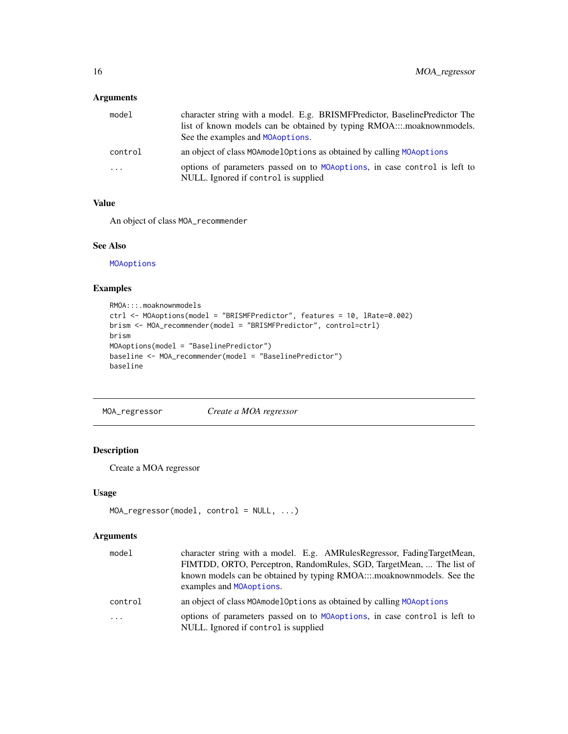### Arguments

| | |
|---|---|
| `model` | character string with a model. E.g. BRISMFPredictor, BaselinePredictor The list of known models can be obtained by typing RMOA:::.moaknownmodels. See the examples and `MOAoptions`. |
| `control` | an object of class `MOAmodelOptions` as obtained by calling `MOAoptions` |
| `...` | options of parameters passed on to `MOAoptions`, in case `control` is left to NULL. Ignored if `control` is supplied |

### Value

An object of class `MOA_recommender`

### See Also

`MOAoptions`

### Examples

```
RMOA:::.moaknownmodels
ctrl <- MOAoptions(model = "BRISMFPredictor", features = 10, lRate=0.002)
brism <- MOA_recommender(model = "BRISMFPredictor", control=ctrl)
brism
MOAoptions(model = "BaselinePredictor")
baseline <- MOA_recommender(model = "BaselinePredictor")
baseline
```

---

## MOA_regressor *Create a MOA regressor*

### Description

Create a MOA regressor

### Usage

```
MOA_regressor(model, control = NULL, ...)
```

### Arguments

| | |
|---|---|
| `model` | character string with a model. E.g. AMRulesRegressor, FadingTargetMean, FIMTDD, ORTO, Perceptron, RandomRules, SGD, TargetMean, ... The list of known models can be obtained by typing RMOA:::.moaknownmodels. See the examples and `MOAoptions`. |
| `control` | an object of class `MOAmodelOptions` as obtained by calling `MOAoptions` |
| `...` | options of parameters passed on to `MOAoptions`, in case `control` is left to NULL. Ignored if `control` is supplied |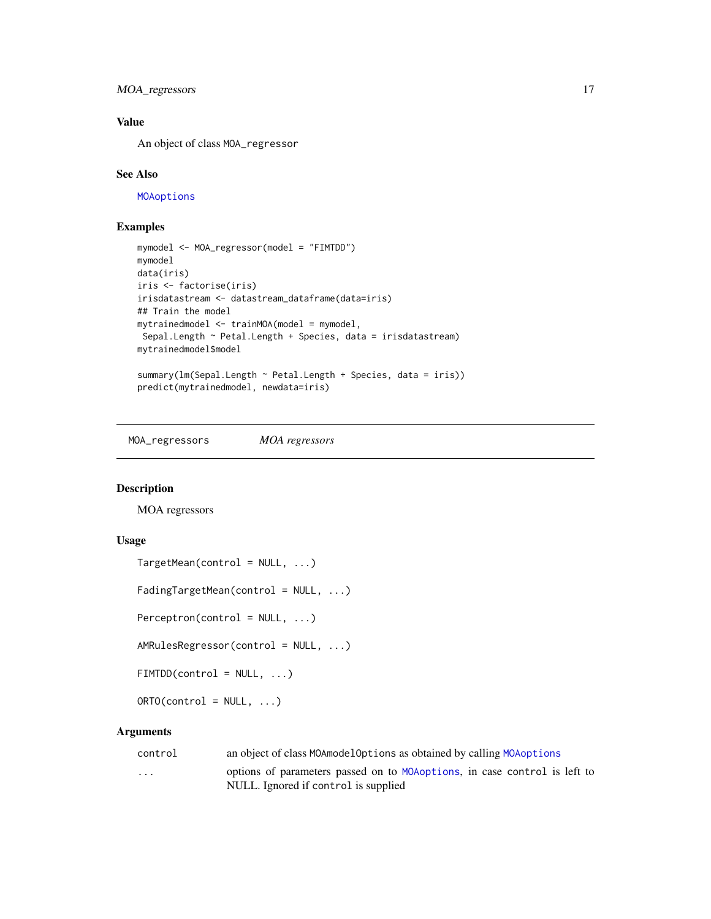## Value

An object of class `MOA_regressor`

## See Also

`MOAoptions`

## Examples

```
mymodel <- MOA_regressor(model = "FIMTDD")
mymodel
data(iris)
iris <- factorise(iris)
irisdatastream <- datastream_dataframe(data=iris)
## Train the model
mytrainedmodel <- trainMOA(model = mymodel,
 Sepal.Length ~ Petal.Length + Species, data = irisdatastream)
mytrainedmodel$model

summary(lm(Sepal.Length ~ Petal.Length + Species, data = iris))
predict(mytrainedmodel, newdata=iris)
```

---

# MOA_regressors — *MOA regressors*

## Description

MOA regressors

## Usage

```
TargetMean(control = NULL, ...)

FadingTargetMean(control = NULL, ...)

Perceptron(control = NULL, ...)

AMRulesRegressor(control = NULL, ...)

FIMTDD(control = NULL, ...)

ORTO(control = NULL, ...)
```

## Arguments

| | |
|---|---|
| `control` | an object of class `MOAmodelOptions` as obtained by calling `MOAoptions` |
| `...` | options of parameters passed on to `MOAoptions`, in case `control` is left to NULL. Ignored if `control` is supplied |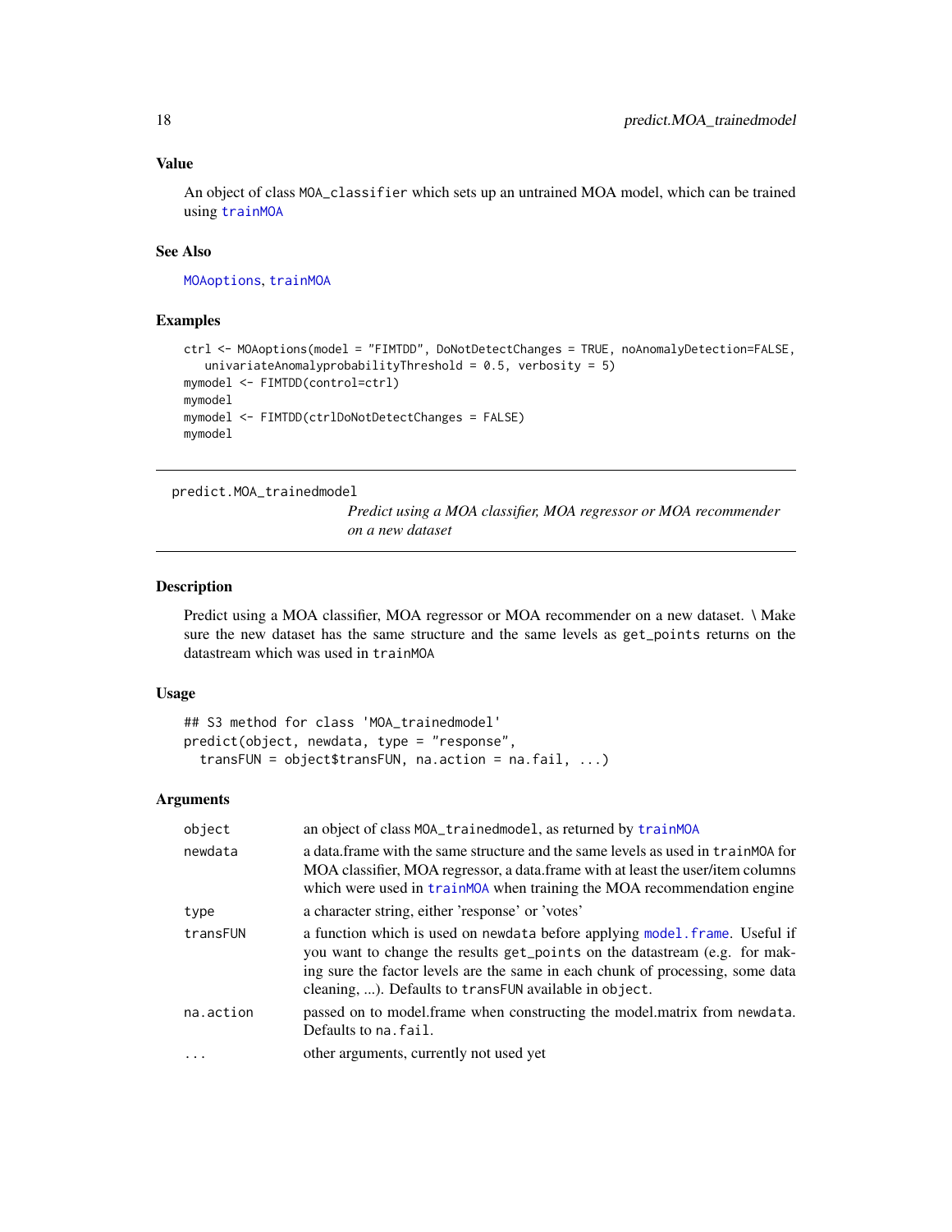## Value

An object of class `MOA_classifier` which sets up an untrained MOA model, which can be trained using `trainMOA`

## See Also

`MOAoptions`, `trainMOA`

## Examples

```
ctrl <- MOAoptions(model = "FIMTDD", DoNotDetectChanges = TRUE, noAnomalyDetection=FALSE,
   univariateAnomalyprobabilityThreshold = 0.5, verbosity = 5)
mymodel <- FIMTDD(control=ctrl)
mymodel
mymodel <- FIMTDD(ctrlDoNotDetectChanges = FALSE)
mymodel
```

---

# predict.MOA_trainedmodel

*Predict using a MOA classifier, MOA regressor or MOA recommender on a new dataset*

---

## Description

Predict using a MOA classifier, MOA regressor or MOA recommender on a new dataset. \ Make sure the new dataset has the same structure and the same levels as `get_points` returns on the datastream which was used in `trainMOA`

## Usage

```
## S3 method for class 'MOA_trainedmodel'
predict(object, newdata, type = "response",
  transFUN = object$transFUN, na.action = na.fail, ...)
```

## Arguments

| | |
|---|---|
| `object` | an object of class `MOA_trainedmodel`, as returned by `trainMOA` |
| `newdata` | a data.frame with the same structure and the same levels as used in `trainMOA` for MOA classifier, MOA regressor, a data.frame with at least the user/item columns which were used in `trainMOA` when training the MOA recommendation engine |
| `type` | a character string, either 'response' or 'votes' |
| `transFUN` | a function which is used on `newdata` before applying `model.frame`. Useful if you want to change the results `get_points` on the datastream (e.g. for making sure the factor levels are the same in each chunk of processing, some data cleaning, ...). Defaults to `transFUN` available in `object`. |
| `na.action` | passed on to model.frame when constructing the model.matrix from `newdata`. Defaults to `na.fail`. |
| `...` | other arguments, currently not used yet |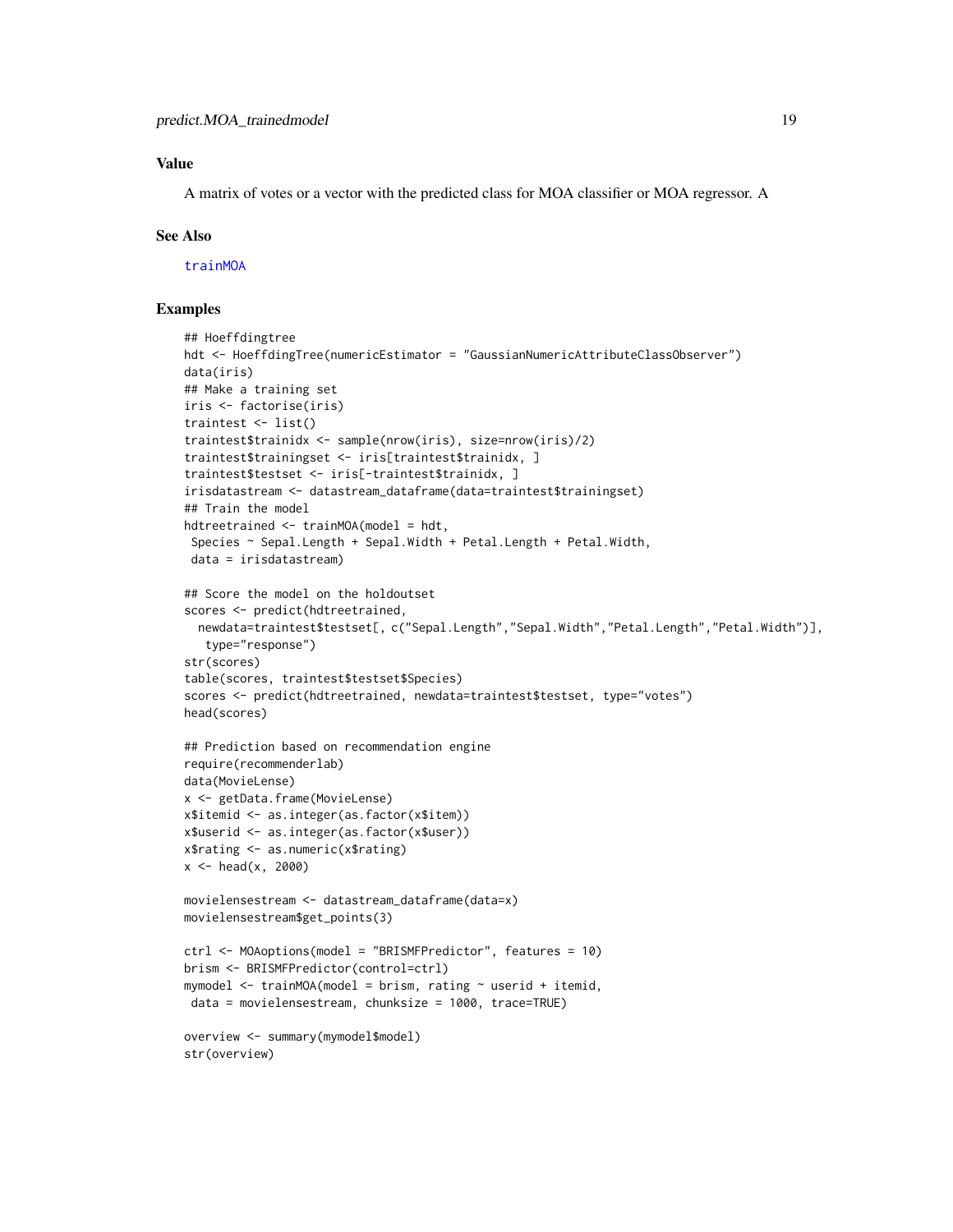### Value

A matrix of votes or a vector with the predicted class for MOA classifier or MOA regressor. A

### See Also

trainMOA

### Examples

```
## Hoeffdingtree
hdt <- HoeffdingTree(numericEstimator = "GaussianNumericAttributeClassObserver")
data(iris)
## Make a training set
iris <- factorise(iris)
traintest <- list()
traintest$trainidx <- sample(nrow(iris), size=nrow(iris)/2)
traintest$trainingset <- iris[traintest$trainidx, ]
traintest$testset <- iris[-traintest$trainidx, ]
irisdatastream <- datastream_dataframe(data=traintest$trainingset)
## Train the model
hdtreetrained <- trainMOA(model = hdt,
 Species ~ Sepal.Length + Sepal.Width + Petal.Length + Petal.Width,
 data = irisdatastream)

## Score the model on the holdoutset
scores <- predict(hdtreetrained,
  newdata=traintest$testset[, c("Sepal.Length","Sepal.Width","Petal.Length","Petal.Width")],
   type="response")
str(scores)
table(scores, traintest$testset$Species)
scores <- predict(hdtreetrained, newdata=traintest$testset, type="votes")
head(scores)

## Prediction based on recommendation engine
require(recommenderlab)
data(MovieLense)
x <- getData.frame(MovieLense)
x$itemid <- as.integer(as.factor(x$item))
x$userid <- as.integer(as.factor(x$user))
x$rating <- as.numeric(x$rating)
x <- head(x, 2000)

movielensestream <- datastream_dataframe(data=x)
movielensestream$get_points(3)

ctrl <- MOAoptions(model = "BRISMFPredictor", features = 10)
brism <- BRISMFPredictor(control=ctrl)
mymodel <- trainMOA(model = brism, rating ~ userid + itemid,
 data = movielensestream, chunksize = 1000, trace=TRUE)

overview <- summary(mymodel$model)
str(overview)
```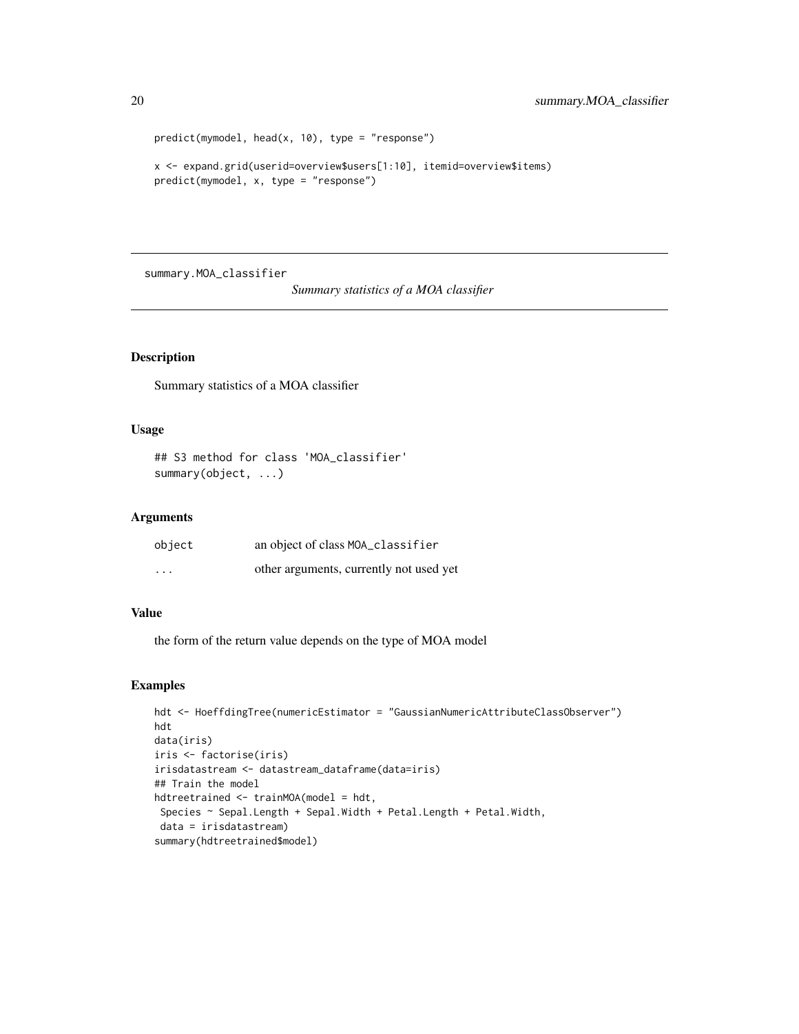```
predict(mymodel, head(x, 10), type = "response")

x <- expand.grid(userid=overview$users[1:10], itemid=overview$items)
predict(mymodel, x, type = "response")
```

---

## summary.MOA_classifier

*Summary statistics of a MOA classifier*

---

### Description

Summary statistics of a MOA classifier

### Usage

```
## S3 method for class 'MOA_classifier'
summary(object, ...)
```

### Arguments

| | |
|---|---|
| `object` | an object of class `MOA_classifier` |
| `...` | other arguments, currently not used yet |

### Value

the form of the return value depends on the type of MOA model

### Examples

```
hdt <- HoeffdingTree(numericEstimator = "GaussianNumericAttributeClassObserver")
hdt
data(iris)
iris <- factorise(iris)
irisdatastream <- datastream_dataframe(data=iris)
## Train the model
hdtreetrained <- trainMOA(model = hdt,
 Species ~ Sepal.Length + Sepal.Width + Petal.Length + Petal.Width,
 data = irisdatastream)
summary(hdtreetrained$model)
```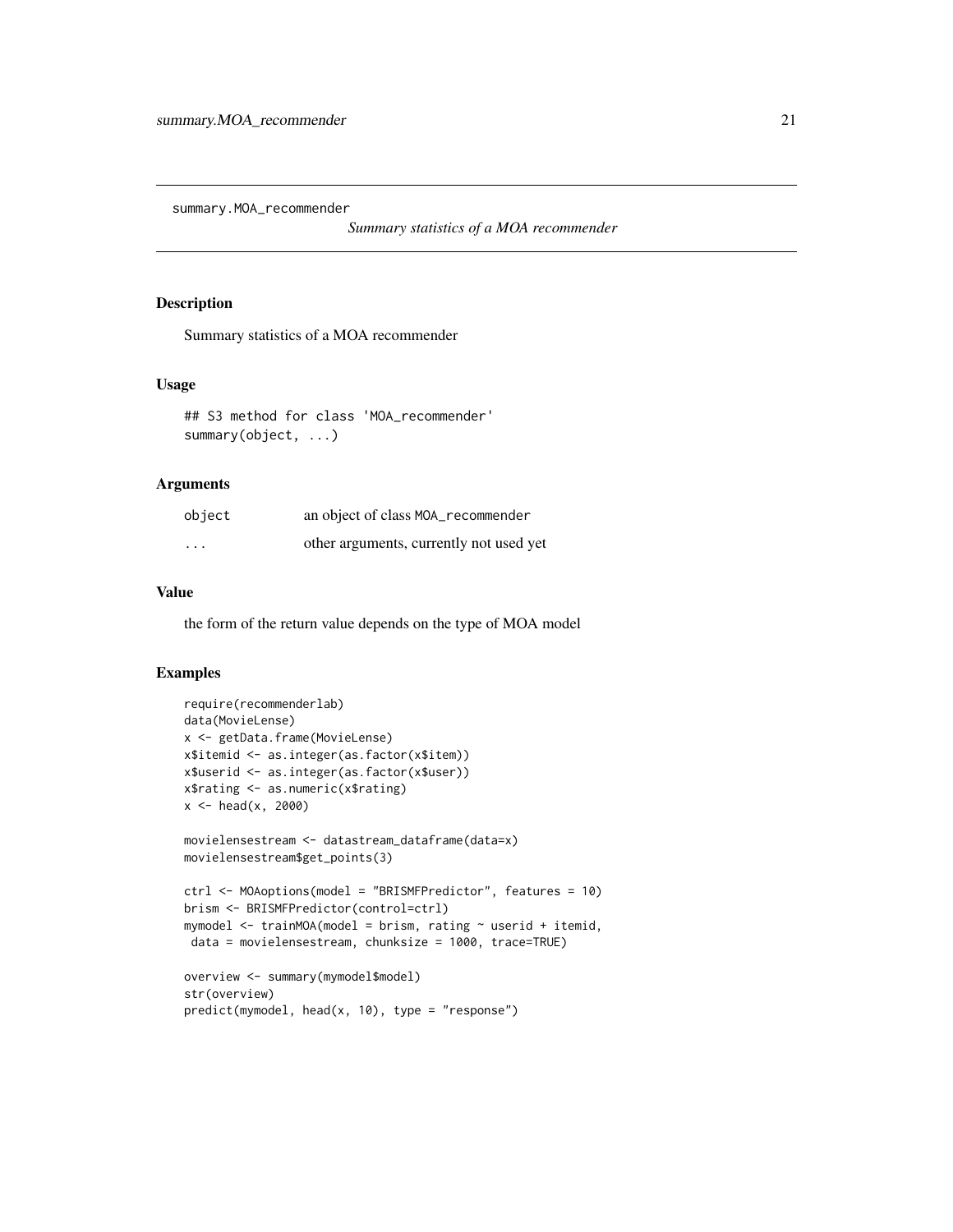summary.MOA_recommender

*Summary statistics of a MOA recommender*

## Description

Summary statistics of a MOA recommender

## Usage

```
## S3 method for class 'MOA_recommender'
summary(object, ...)
```

## Arguments

| | |
|---|---|
| object | an object of class MOA_recommender |
| ... | other arguments, currently not used yet |

## Value

the form of the return value depends on the type of MOA model

## Examples

```
require(recommenderlab)
data(MovieLense)
x <- getData.frame(MovieLense)
x$itemid <- as.integer(as.factor(x$item))
x$userid <- as.integer(as.factor(x$user))
x$rating <- as.numeric(x$rating)
x <- head(x, 2000)

movielensestream <- datastream_dataframe(data=x)
movielensestream$get_points(3)

ctrl <- MOAoptions(model = "BRISMFPredictor", features = 10)
brism <- BRISMFPredictor(control=ctrl)
mymodel <- trainMOA(model = brism, rating ~ userid + itemid,
 data = movielensestream, chunksize = 1000, trace=TRUE)

overview <- summary(mymodel$model)
str(overview)
predict(mymodel, head(x, 10), type = "response")
```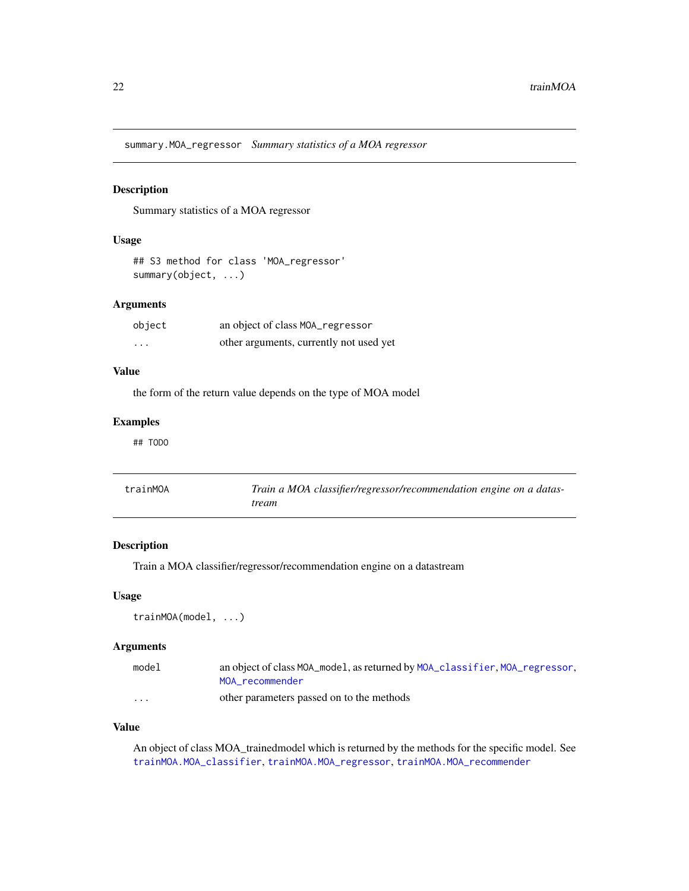## summary.MOA_regressor *Summary statistics of a MOA regressor*

### Description

Summary statistics of a MOA regressor

### Usage

```
## S3 method for class 'MOA_regressor'
summary(object, ...)
```

### Arguments

| | |
|---|---|
| `object` | an object of class `MOA_regressor` |
| `...` | other arguments, currently not used yet |

### Value

the form of the return value depends on the type of MOA model

### Examples

```
## TODO
```

## trainMOA *Train a MOA classifier/regressor/recommendation engine on a datastream*

### Description

Train a MOA classifier/regressor/recommendation engine on a datastream

### Usage

```
trainMOA(model, ...)
```

### Arguments

| | |
|---|---|
| `model` | an object of class `MOA_model`, as returned by `MOA_classifier`, `MOA_regressor`, `MOA_recommender` |
| `...` | other parameters passed on to the methods |

### Value

An object of class MOA_trainedmodel which is returned by the methods for the specific model. See `trainMOA.MOA_classifier`, `trainMOA.MOA_regressor`, `trainMOA.MOA_recommender`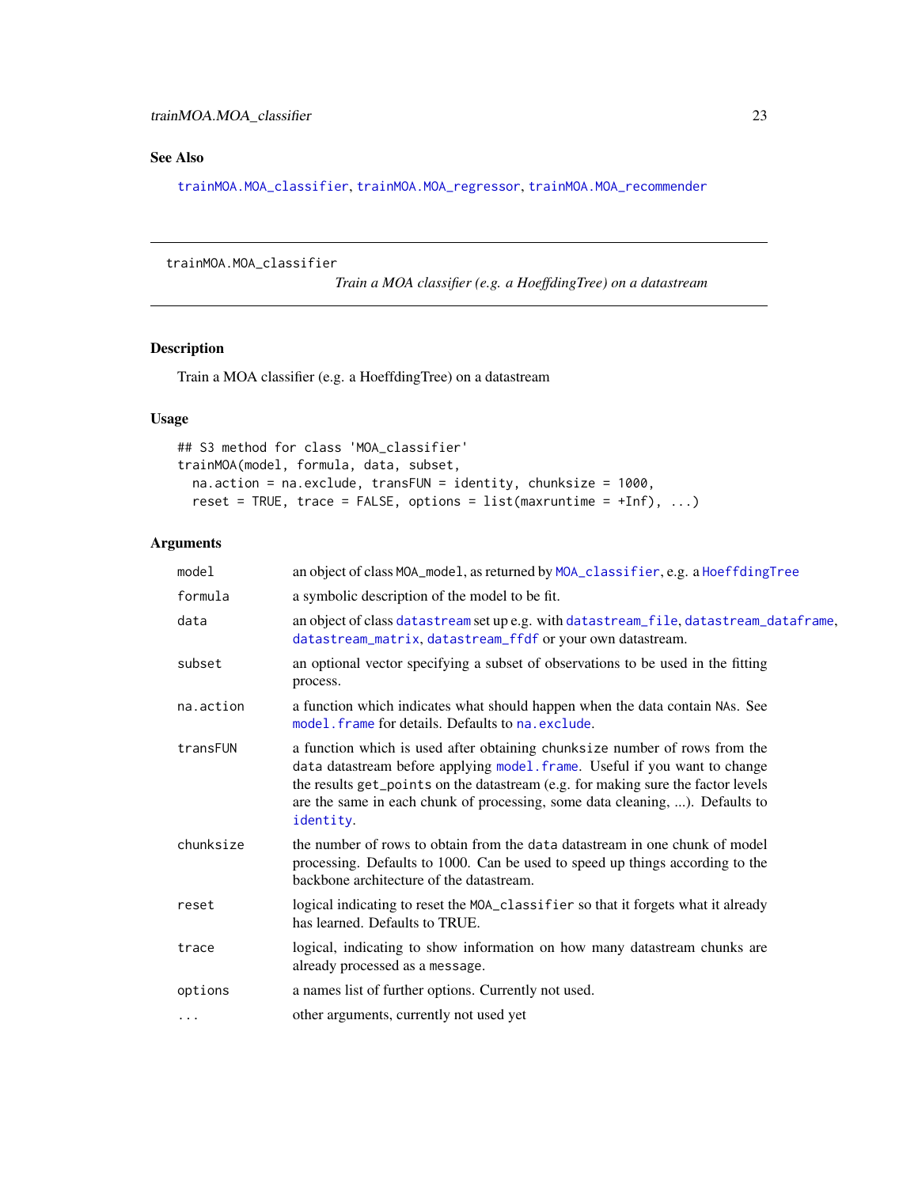## See Also

trainMOA.MOA_classifier, trainMOA.MOA_regressor, trainMOA.MOA_recommender

---

trainMOA.MOA_classifier &nbsp;&nbsp;&nbsp;&nbsp;&nbsp;&nbsp;&nbsp;&nbsp; *Train a MOA classifier (e.g. a HoeffdingTree) on a datastream*

---

## Description

Train a MOA classifier (e.g. a HoeffdingTree) on a datastream

## Usage

```
## S3 method for class 'MOA_classifier'
trainMOA(model, formula, data, subset,
  na.action = na.exclude, transFUN = identity, chunksize = 1000,
  reset = TRUE, trace = FALSE, options = list(maxruntime = +Inf), ...)
```

## Arguments

| | |
|---|---|
| model | an object of class MOA_model, as returned by MOA_classifier, e.g. a HoeffdingTree |
| formula | a symbolic description of the model to be fit. |
| data | an object of class datastream set up e.g. with datastream_file, datastream_dataframe, datastream_matrix, datastream_ffdf or your own datastream. |
| subset | an optional vector specifying a subset of observations to be used in the fitting process. |
| na.action | a function which indicates what should happen when the data contain NAs. See model.frame for details. Defaults to na.exclude. |
| transFUN | a function which is used after obtaining chunksize number of rows from the data datastream before applying model.frame. Useful if you want to change the results get_points on the datastream (e.g. for making sure the factor levels are the same in each chunk of processing, some data cleaning, ...). Defaults to identity. |
| chunksize | the number of rows to obtain from the data datastream in one chunk of model processing. Defaults to 1000. Can be used to speed up things according to the backbone architecture of the datastream. |
| reset | logical indicating to reset the MOA_classifier so that it forgets what it already has learned. Defaults to TRUE. |
| trace | logical, indicating to show information on how many datastream chunks are already processed as a message. |
| options | a names list of further options. Currently not used. |
| ... | other arguments, currently not used yet |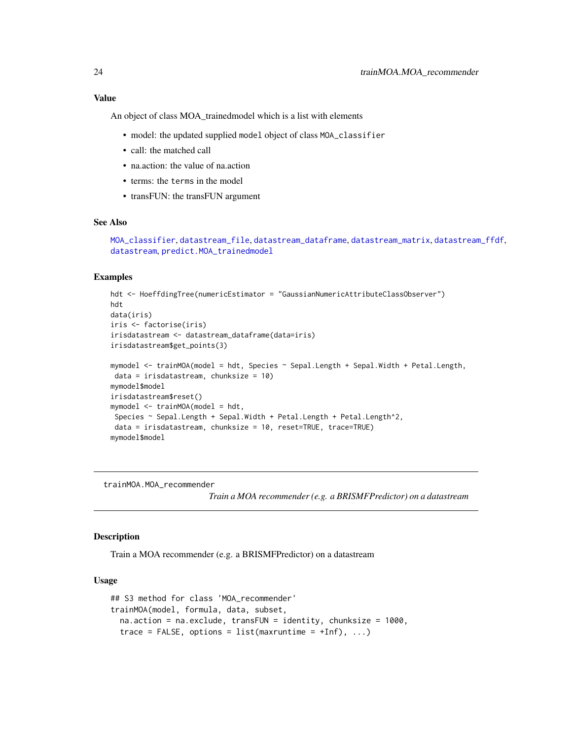### Value

An object of class MOA_trainedmodel which is a list with elements

- model: the updated supplied `model` object of class `MOA_classifier`
- call: the matched call
- na.action: the value of na.action
- terms: the `terms` in the model
- transFUN: the transFUN argument

### See Also

`MOA_classifier`, `datastream_file`, `datastream_dataframe`, `datastream_matrix`, `datastream_ffdf`, `datastream`, `predict.MOA_trainedmodel`

### Examples

```
hdt <- HoeffdingTree(numericEstimator = "GaussianNumericAttributeClassObserver")
hdt
data(iris)
iris <- factorise(iris)
irisdatastream <- datastream_dataframe(data=iris)
irisdatastream$get_points(3)

mymodel <- trainMOA(model = hdt, Species ~ Sepal.Length + Sepal.Width + Petal.Length,
 data = irisdatastream, chunksize = 10)
mymodel$model
irisdatastream$reset()
mymodel <- trainMOA(model = hdt,
 Species ~ Sepal.Length + Sepal.Width + Petal.Length + Petal.Length^2,
 data = irisdatastream, chunksize = 10, reset=TRUE, trace=TRUE)
mymodel$model
```

---

## trainMOA.MOA_recommender

*Train a MOA recommender (e.g. a BRISMFPredictor) on a datastream*

---

### Description

Train a MOA recommender (e.g. a BRISMFPredictor) on a datastream

### Usage

```
## S3 method for class 'MOA_recommender'
trainMOA(model, formula, data, subset,
  na.action = na.exclude, transFUN = identity, chunksize = 1000,
  trace = FALSE, options = list(maxruntime = +Inf), ...)
```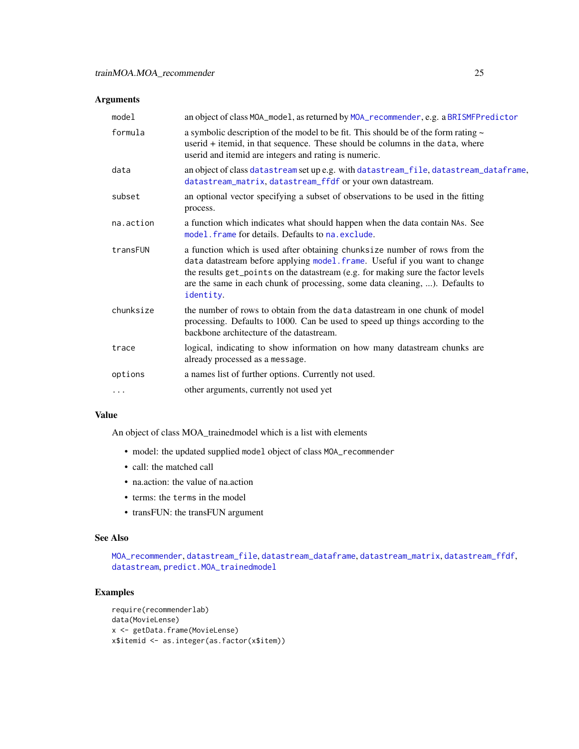### Arguments

| | |
|---|---|
| model | an object of class `MOA_model`, as returned by `MOA_recommender`, e.g. a `BRISMFPredictor` |
| formula | a symbolic description of the model to be fit. This should be of the form rating ~ userid + itemid, in that sequence. These should be columns in the `data`, where userid and itemid are integers and rating is numeric. |
| data | an object of class `datastream` set up e.g. with `datastream_file`, `datastream_dataframe`, `datastream_matrix`, `datastream_ffdf` or your own datastream. |
| subset | an optional vector specifying a subset of observations to be used in the fitting process. |
| na.action | a function which indicates what should happen when the data contain `NA`s. See `model.frame` for details. Defaults to `na.exclude`. |
| transFUN | a function which is used after obtaining `chunksize` number of rows from the `data` datastream before applying `model.frame`. Useful if you want to change the results `get_points` on the datastream (e.g. for making sure the factor levels are the same in each chunk of processing, some data cleaning, ...). Defaults to `identity`. |
| chunksize | the number of rows to obtain from the `data` datastream in one chunk of model processing. Defaults to 1000. Can be used to speed up things according to the backbone architecture of the datastream. |
| trace | logical, indicating to show information on how many datastream chunks are already processed as a `message`. |
| options | a names list of further options. Currently not used. |
| ... | other arguments, currently not used yet |

### Value

An object of class MOA_trainedmodel which is a list with elements

- model: the updated supplied `model` object of class `MOA_recommender`
- call: the matched call
- na.action: the value of na.action
- terms: the `terms` in the model
- transFUN: the transFUN argument

### See Also

`MOA_recommender`, `datastream_file`, `datastream_dataframe`, `datastream_matrix`, `datastream_ffdf`, `datastream`, `predict.MOA_trainedmodel`

### Examples

```
require(recommenderlab)
data(MovieLense)
x <- getData.frame(MovieLense)
x$itemid <- as.integer(as.factor(x$item))
```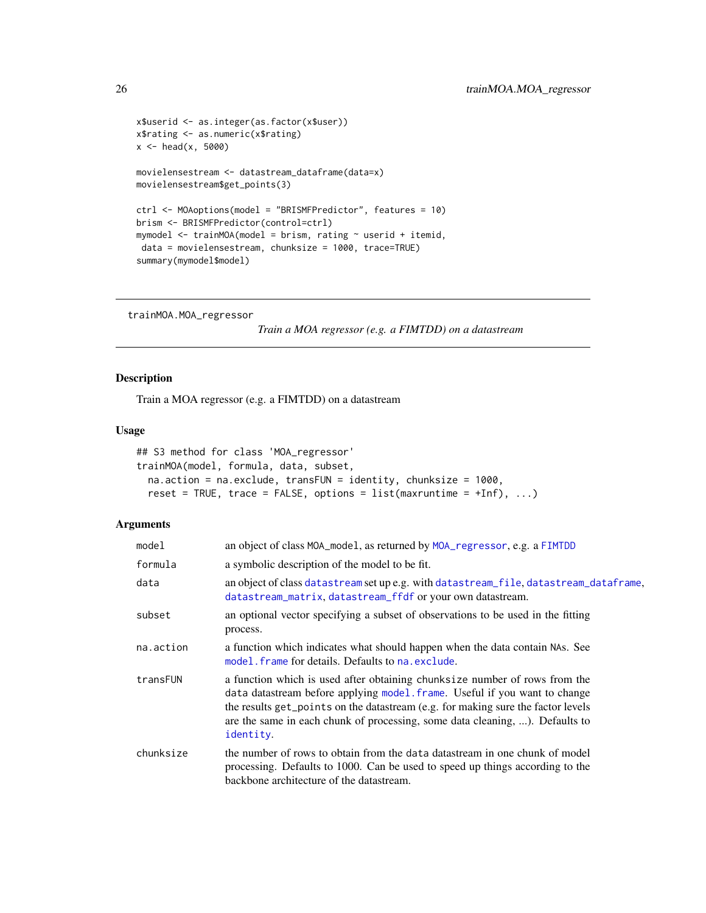```
x$userid <- as.integer(as.factor(x$user))
x$rating <- as.numeric(x$rating)
x <- head(x, 5000)

movielensestream <- datastream_dataframe(data=x)
movielensestream$get_points(3)

ctrl <- MOAoptions(model = "BRISMFPredictor", features = 10)
brism <- BRISMFPredictor(control=ctrl)
mymodel <- trainMOA(model = brism, rating ~ userid + itemid,
 data = movielensestream, chunksize = 1000, trace=TRUE)
summary(mymodel$model)
```

---

## trainMOA.MOA_regressor

*Train a MOA regressor (e.g. a FIMTDD) on a datastream*

---

### Description

Train a MOA regressor (e.g. a FIMTDD) on a datastream

### Usage

```
## S3 method for class 'MOA_regressor'
trainMOA(model, formula, data, subset,
  na.action = na.exclude, transFUN = identity, chunksize = 1000,
  reset = TRUE, trace = FALSE, options = list(maxruntime = +Inf), ...)
```

### Arguments

| | |
|---|---|
| `model` | an object of class `MOA_model`, as returned by `MOA_regressor`, e.g. a `FIMTDD` |
| `formula` | a symbolic description of the model to be fit. |
| `data` | an object of class `datastream` set up e.g. with `datastream_file`, `datastream_dataframe`, `datastream_matrix`, `datastream_ffdf` or your own datastream. |
| `subset` | an optional vector specifying a subset of observations to be used in the fitting process. |
| `na.action` | a function which indicates what should happen when the data contain `NA`s. See `model.frame` for details. Defaults to `na.exclude`. |
| `transFUN` | a function which is used after obtaining `chunksize` number of rows from the `data` datastream before applying `model.frame`. Useful if you want to change the results `get_points` on the datastream (e.g. for making sure the factor levels are the same in each chunk of processing, some data cleaning, ...). Defaults to `identity`. |
| `chunksize` | the number of rows to obtain from the `data` datastream in one chunk of model processing. Defaults to 1000. Can be used to speed up things according to the backbone architecture of the datastream. |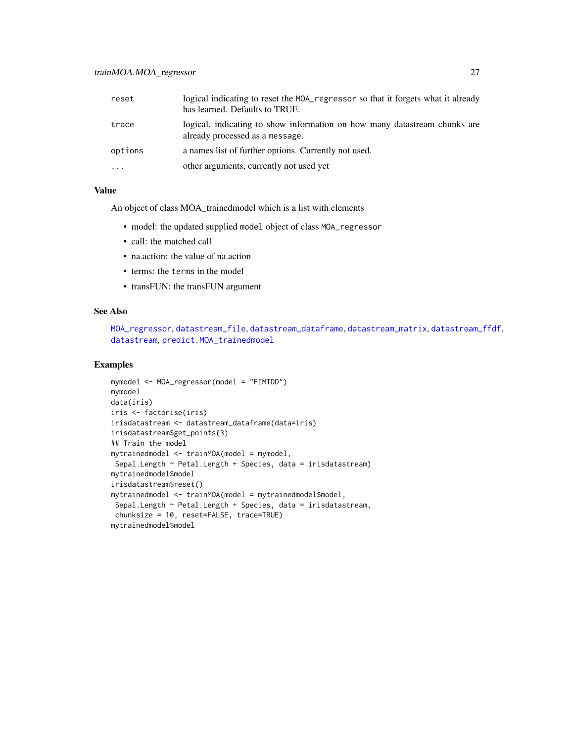| | |
|---|---|
| reset | logical indicating to reset the `MOA_regressor` so that it forgets what it already has learned. Defaults to TRUE. |
| trace | logical, indicating to show information on how many datastream chunks are already processed as a `message`. |
| options | a names list of further options. Currently not used. |
| ... | other arguments, currently not used yet |

## Value

An object of class MOA_trainedmodel which is a list with elements

- model: the updated supplied `model` object of class `MOA_regressor`
- call: the matched call
- na.action: the value of na.action
- terms: the `terms` in the model
- transFUN: the transFUN argument

## See Also

`MOA_regressor`, `datastream_file`, `datastream_dataframe`, `datastream_matrix`, `datastream_ffdf`, `datastream`, `predict.MOA_trainedmodel`

## Examples

```
mymodel <- MOA_regressor(model = "FIMTDD")
mymodel
data(iris)
iris <- factorise(iris)
irisdatastream <- datastream_dataframe(data=iris)
irisdatastream$get_points(3)
## Train the model
mytrainedmodel <- trainMOA(model = mymodel,
 Sepal.Length ~ Petal.Length + Species, data = irisdatastream)
mytrainedmodel$model
irisdatastream$reset()
mytrainedmodel <- trainMOA(model = mytrainedmodel$model,
 Sepal.Length ~ Petal.Length + Species, data = irisdatastream,
 chunksize = 10, reset=FALSE, trace=TRUE)
mytrainedmodel$model
```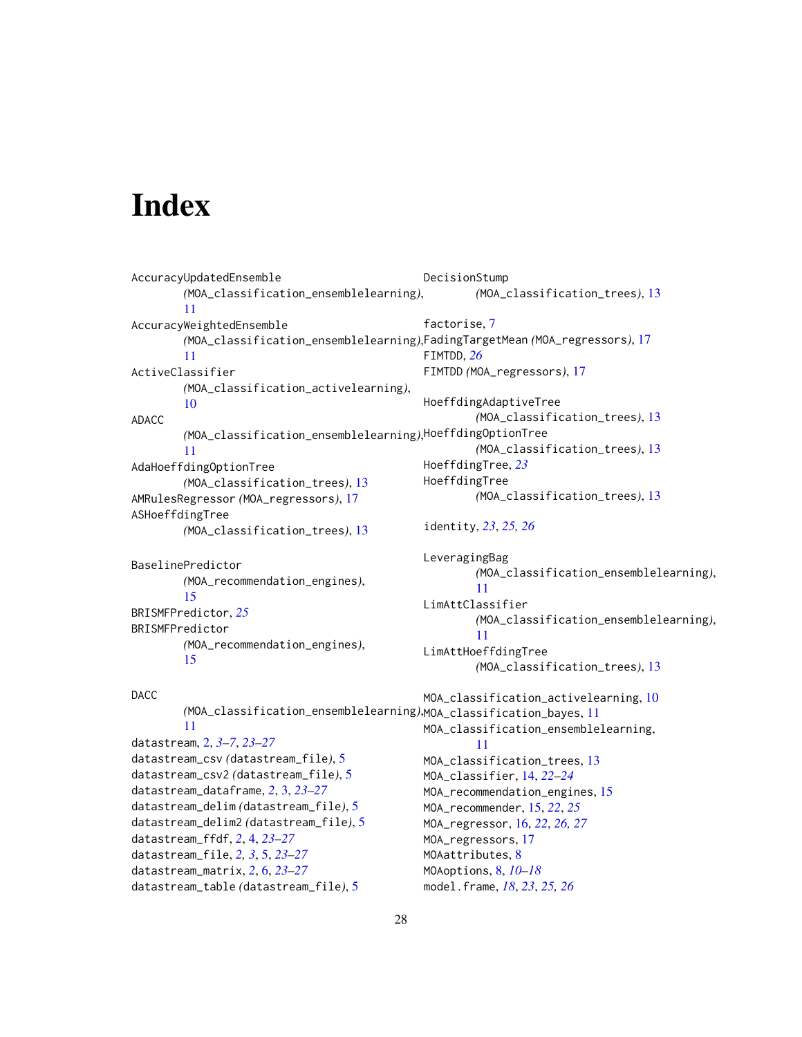# Index

AccuracyUpdatedEnsemble (MOA_classification_ensemblelearning), 11
AccuracyWeightedEnsemble (MOA_classification_ensemblelearning), 11
ActiveClassifier (MOA_classification_activelearning), 10
ADACC (MOA_classification_ensemblelearning), 11
AdaHoeffdingOptionTree (MOA_classification_trees), 13
AMRulesRegressor (MOA_regressors), 17
ASHoeffdingTree (MOA_classification_trees), 13

BaselinePredictor (MOA_recommendation_engines), 15
BRISMFPredictor, *25*
BRISMFPredictor (MOA_recommendation_engines), 15

DACC (MOA_classification_ensemblelearning), 11
datastream, 2, *3–7*, *23–27*
datastream_csv (datastream_file), 5
datastream_csv2 (datastream_file), 5
datastream_dataframe, *2*, 3, *23–27*
datastream_delim (datastream_file), 5
datastream_delim2 (datastream_file), 5
datastream_ffdf, *2*, 4, *23–27*
datastream_file, *2, 3*, 5, *23–27*
datastream_matrix, *2*, 6, *23–27*
datastream_table (datastream_file), 5

DecisionStump (MOA_classification_trees), 13

factorise, 7
FadingTargetMean (MOA_regressors), 17
FIMTDD, *26*
FIMTDD (MOA_regressors), 17

HoeffdingAdaptiveTree (MOA_classification_trees), 13
HoeffdingOptionTree (MOA_classification_trees), 13
HoeffdingTree, *23*
HoeffdingTree (MOA_classification_trees), 13

identity, *23*, *25, 26*

LeveragingBag (MOA_classification_ensemblelearning), 11
LimAttClassifier (MOA_classification_ensemblelearning), 11
LimAttHoeffdingTree (MOA_classification_trees), 13

MOA_classification_activelearning, 10
MOA_classification_bayes, 11
MOA_classification_ensemblelearning, 11
MOA_classification_trees, 13
MOA_classifier, 14, *22–24*
MOA_recommendation_engines, 15
MOA_recommender, 15, *22*, *25*
MOA_regressor, 16, *22*, *26, 27*
MOA_regressors, 17
MOAattributes, 8
MOAoptions, 8, *10–18*
model.frame, *18*, *23*, *25, 26*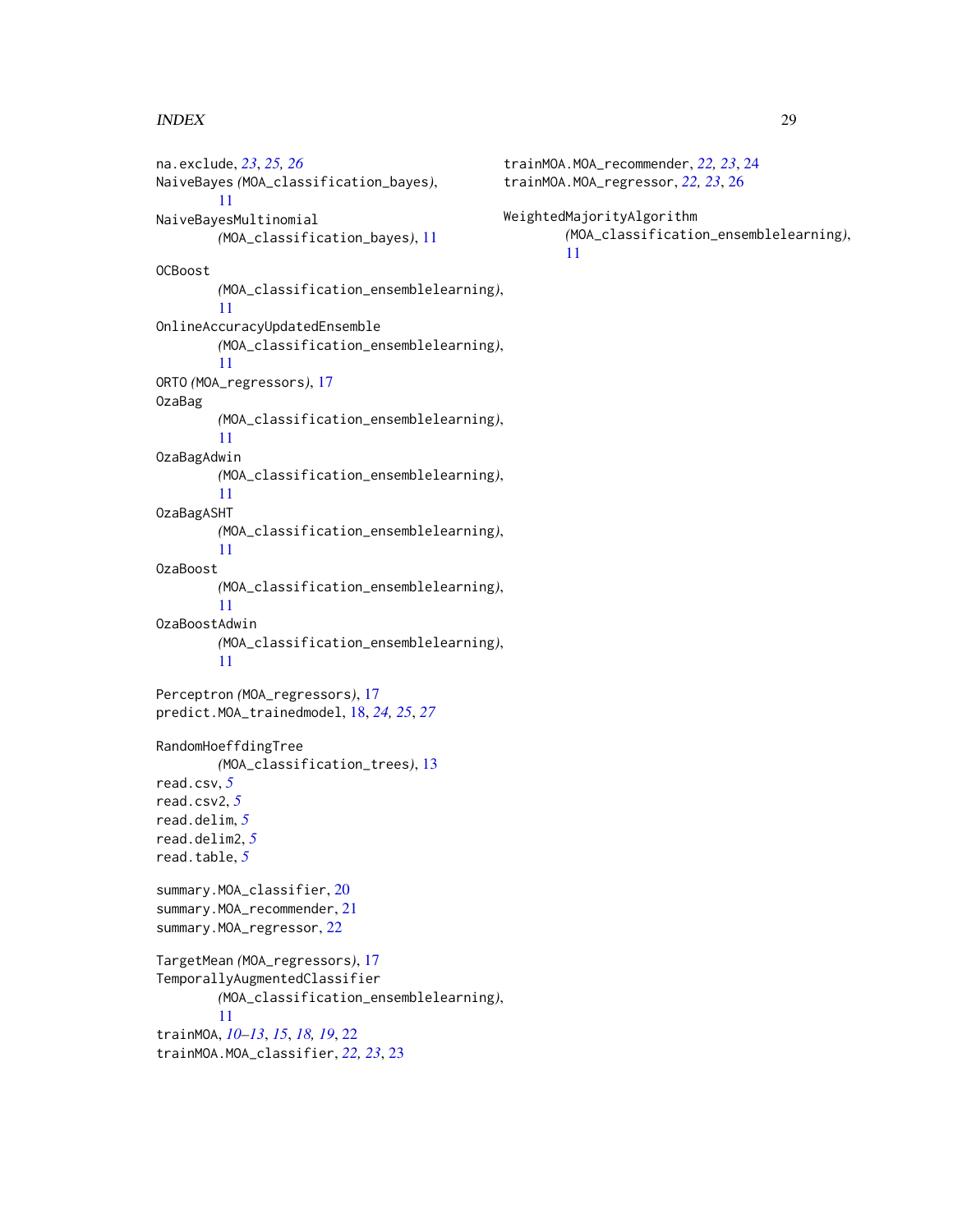na.exclude, *23*, *25, 26*
NaiveBayes *(*MOA_classification_bayes*)*, 11
NaiveBayesMultinomial *(*MOA_classification_bayes*)*, 11

OCBoost *(*MOA_classification_ensemblelearning*)*, 11
OnlineAccuracyUpdatedEnsemble *(*MOA_classification_ensemblelearning*)*, 11
ORTO *(*MOA_regressors*)*, 17
OzaBag *(*MOA_classification_ensemblelearning*)*, 11
OzaBagAdwin *(*MOA_classification_ensemblelearning*)*, 11
OzaBagASHT *(*MOA_classification_ensemblelearning*)*, 11
OzaBoost *(*MOA_classification_ensemblelearning*)*, 11
OzaBoostAdwin *(*MOA_classification_ensemblelearning*)*, 11

Perceptron *(*MOA_regressors*)*, 17
predict.MOA_trainedmodel, 18, *24, 25*, *27*

RandomHoeffdingTree *(*MOA_classification_trees*)*, 13
read.csv, *5*
read.csv2, *5*
read.delim, *5*
read.delim2, *5*
read.table, *5*

summary.MOA_classifier, 20
summary.MOA_recommender, 21
summary.MOA_regressor, 22

TargetMean *(*MOA_regressors*)*, 17
TemporallyAugmentedClassifier *(*MOA_classification_ensemblelearning*)*, 11
trainMOA, *10–13*, *15*, *18, 19*, 22
trainMOA.MOA_classifier, *22, 23*, 23
trainMOA.MOA_recommender, *22, 23*, 24
trainMOA.MOA_regressor, *22, 23*, 26

WeightedMajorityAlgorithm *(*MOA_classification_ensemblelearning*)*, 11